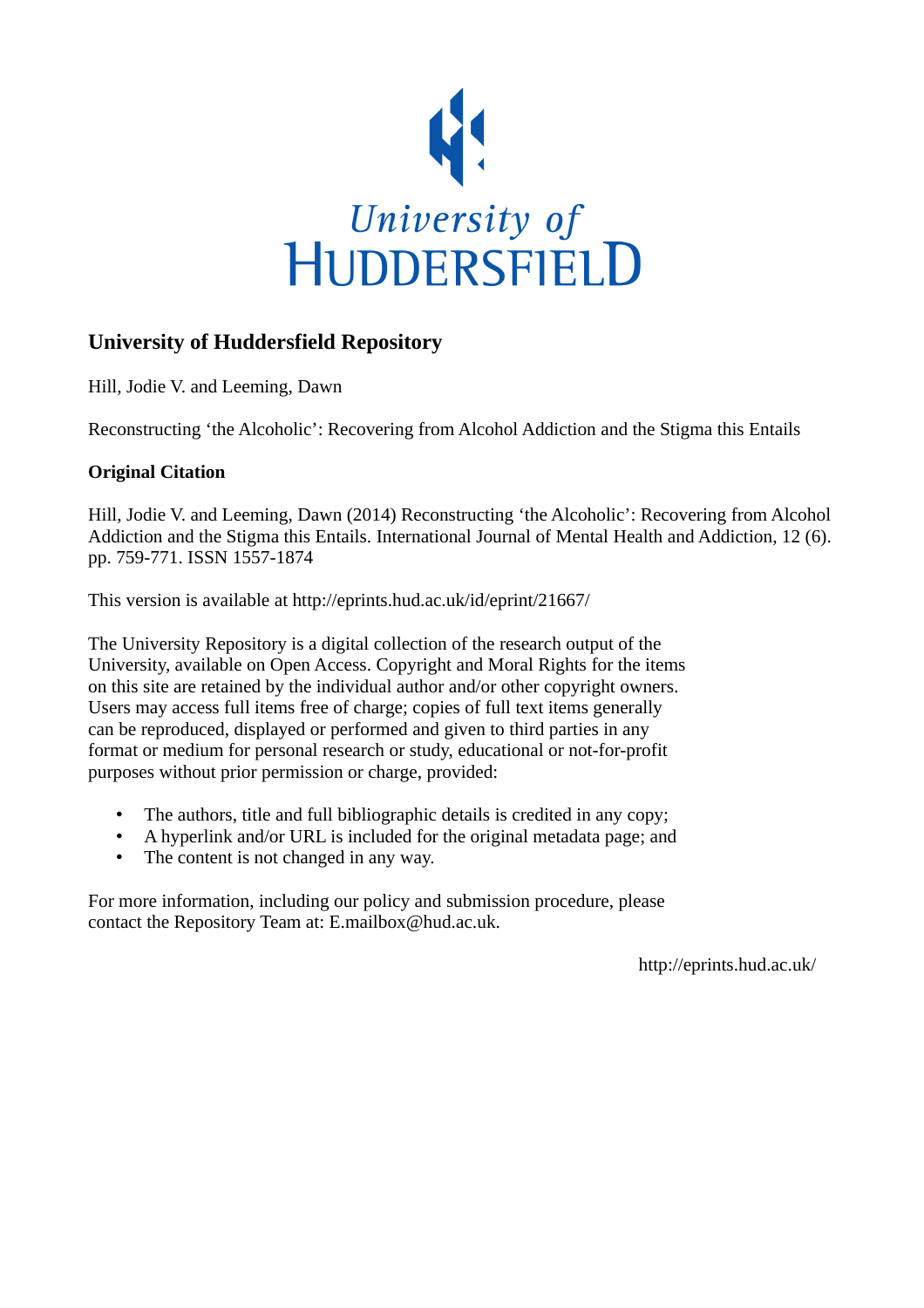University of HUDDERSFIELD

## University of Huddersfield Repository

Hill, Jodie V. and Leeming, Dawn

Reconstructing ‘the Alcoholic’: Recovering from Alcohol Addiction and the Stigma this Entails

### Original Citation

Hill, Jodie V. and Leeming, Dawn (2014) Reconstructing ‘the Alcoholic’: Recovering from Alcohol Addiction and the Stigma this Entails. International Journal of Mental Health and Addiction, 12 (6). pp. 759-771. ISSN 1557-1874

This version is available at http://eprints.hud.ac.uk/id/eprint/21667/

The University Repository is a digital collection of the research output of the University, available on Open Access. Copyright and Moral Rights for the items on this site are retained by the individual author and/or other copyright owners. Users may access full items free of charge; copies of full text items generally can be reproduced, displayed or performed and given to third parties in any format or medium for personal research or study, educational or not-for-profit purposes without prior permission or charge, provided:

- The authors, title and full bibliographic details is credited in any copy;
- A hyperlink and/or URL is included for the original metadata page; and
- The content is not changed in any way.

For more information, including our policy and submission procedure, please contact the Repository Team at: E.mailbox@hud.ac.uk.

http://eprints.hud.ac.uk/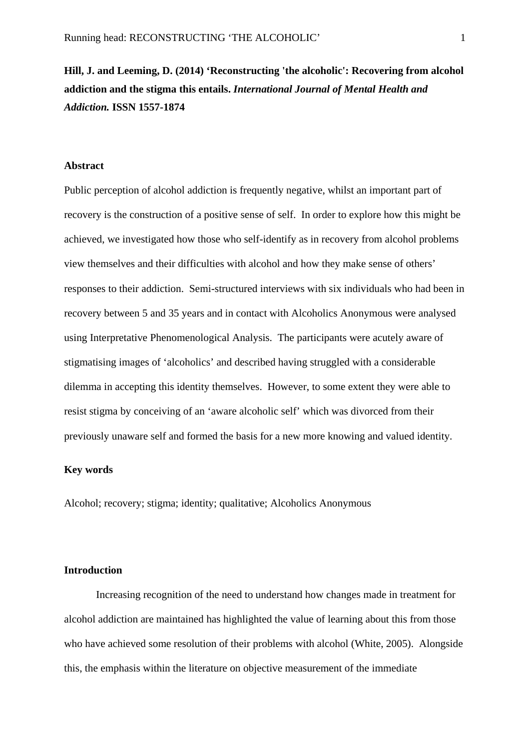**Hill, J. and Leeming, D. (2014) 'Reconstructing 'the alcoholic': Recovering from alcohol addiction and the stigma this entails.** ***International Journal of Mental Health and Addiction.*** **ISSN 1557-1874**

## Abstract

Public perception of alcohol addiction is frequently negative, whilst an important part of recovery is the construction of a positive sense of self. In order to explore how this might be achieved, we investigated how those who self-identify as in recovery from alcohol problems view themselves and their difficulties with alcohol and how they make sense of others' responses to their addiction. Semi-structured interviews with six individuals who had been in recovery between 5 and 35 years and in contact with Alcoholics Anonymous were analysed using Interpretative Phenomenological Analysis. The participants were acutely aware of stigmatising images of 'alcoholics' and described having struggled with a considerable dilemma in accepting this identity themselves. However, to some extent they were able to resist stigma by conceiving of an 'aware alcoholic self' which was divorced from their previously unaware self and formed the basis for a new more knowing and valued identity.

## Key words

Alcohol; recovery; stigma; identity; qualitative; Alcoholics Anonymous

## Introduction

Increasing recognition of the need to understand how changes made in treatment for alcohol addiction are maintained has highlighted the value of learning about this from those who have achieved some resolution of their problems with alcohol (White, 2005). Alongside this, the emphasis within the literature on objective measurement of the immediate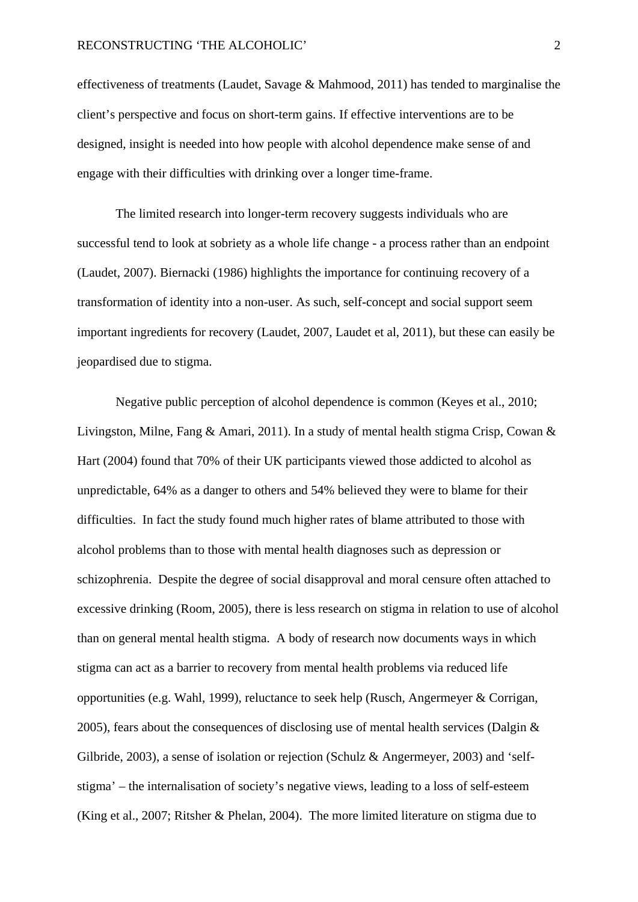effectiveness of treatments (Laudet, Savage & Mahmood, 2011) has tended to marginalise the client's perspective and focus on short-term gains. If effective interventions are to be designed, insight is needed into how people with alcohol dependence make sense of and engage with their difficulties with drinking over a longer time-frame.

The limited research into longer-term recovery suggests individuals who are successful tend to look at sobriety as a whole life change - a process rather than an endpoint (Laudet, 2007). Biernacki (1986) highlights the importance for continuing recovery of a transformation of identity into a non-user. As such, self-concept and social support seem important ingredients for recovery (Laudet, 2007, Laudet et al, 2011), but these can easily be jeopardised due to stigma.

Negative public perception of alcohol dependence is common (Keyes et al., 2010; Livingston, Milne, Fang & Amari, 2011). In a study of mental health stigma Crisp, Cowan & Hart (2004) found that 70% of their UK participants viewed those addicted to alcohol as unpredictable, 64% as a danger to others and 54% believed they were to blame for their difficulties. In fact the study found much higher rates of blame attributed to those with alcohol problems than to those with mental health diagnoses such as depression or schizophrenia. Despite the degree of social disapproval and moral censure often attached to excessive drinking (Room, 2005), there is less research on stigma in relation to use of alcohol than on general mental health stigma. A body of research now documents ways in which stigma can act as a barrier to recovery from mental health problems via reduced life opportunities (e.g. Wahl, 1999), reluctance to seek help (Rusch, Angermeyer & Corrigan, 2005), fears about the consequences of disclosing use of mental health services (Dalgin & Gilbride, 2003), a sense of isolation or rejection (Schulz & Angermeyer, 2003) and 'self-stigma' – the internalisation of society's negative views, leading to a loss of self-esteem (King et al., 2007; Ritsher & Phelan, 2004). The more limited literature on stigma due to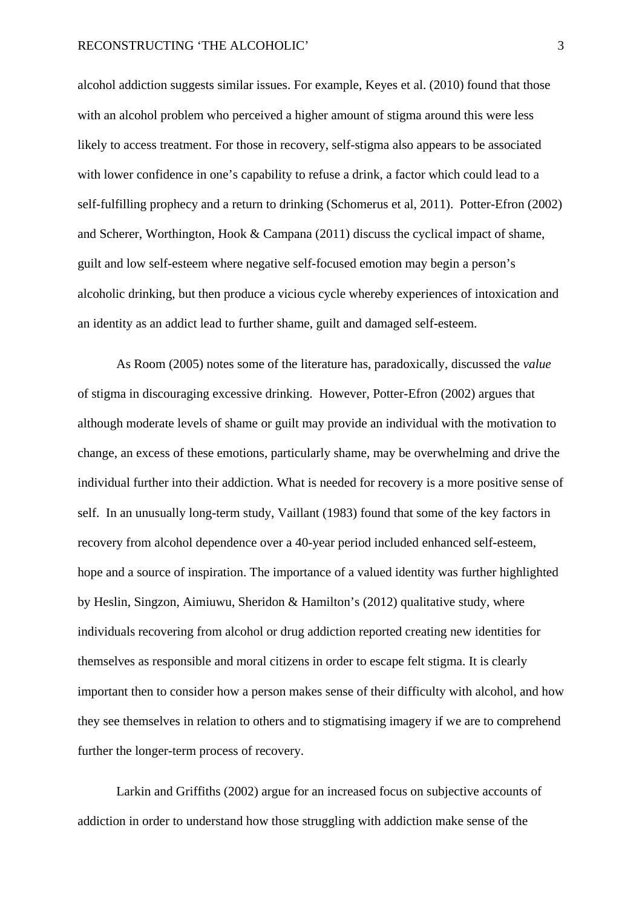alcohol addiction suggests similar issues. For example, Keyes et al. (2010) found that those with an alcohol problem who perceived a higher amount of stigma around this were less likely to access treatment. For those in recovery, self-stigma also appears to be associated with lower confidence in one's capability to refuse a drink, a factor which could lead to a self-fulfilling prophecy and a return to drinking (Schomerus et al, 2011). Potter-Efron (2002) and Scherer, Worthington, Hook & Campana (2011) discuss the cyclical impact of shame, guilt and low self-esteem where negative self-focused emotion may begin a person's alcoholic drinking, but then produce a vicious cycle whereby experiences of intoxication and an identity as an addict lead to further shame, guilt and damaged self-esteem.

As Room (2005) notes some of the literature has, paradoxically, discussed the *value* of stigma in discouraging excessive drinking. However, Potter-Efron (2002) argues that although moderate levels of shame or guilt may provide an individual with the motivation to change, an excess of these emotions, particularly shame, may be overwhelming and drive the individual further into their addiction. What is needed for recovery is a more positive sense of self. In an unusually long-term study, Vaillant (1983) found that some of the key factors in recovery from alcohol dependence over a 40-year period included enhanced self-esteem, hope and a source of inspiration. The importance of a valued identity was further highlighted by Heslin, Singzon, Aimiuwu, Sheridon & Hamilton's (2012) qualitative study, where individuals recovering from alcohol or drug addiction reported creating new identities for themselves as responsible and moral citizens in order to escape felt stigma. It is clearly important then to consider how a person makes sense of their difficulty with alcohol, and how they see themselves in relation to others and to stigmatising imagery if we are to comprehend further the longer-term process of recovery.

Larkin and Griffiths (2002) argue for an increased focus on subjective accounts of addiction in order to understand how those struggling with addiction make sense of the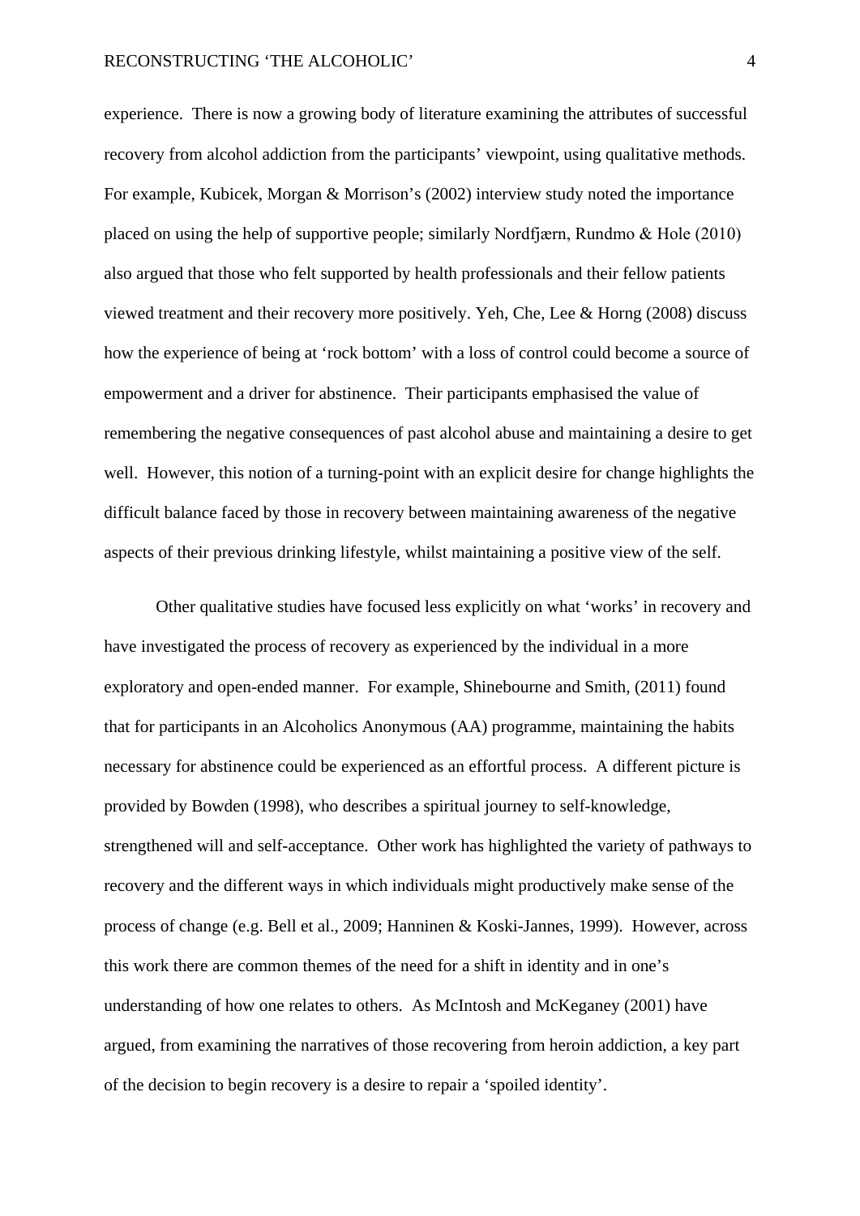experience. There is now a growing body of literature examining the attributes of successful recovery from alcohol addiction from the participants' viewpoint, using qualitative methods. For example, Kubicek, Morgan & Morrison's (2002) interview study noted the importance placed on using the help of supportive people; similarly Nordfjærn, Rundmo & Hole (2010) also argued that those who felt supported by health professionals and their fellow patients viewed treatment and their recovery more positively. Yeh, Che, Lee & Horng (2008) discuss how the experience of being at 'rock bottom' with a loss of control could become a source of empowerment and a driver for abstinence. Their participants emphasised the value of remembering the negative consequences of past alcohol abuse and maintaining a desire to get well. However, this notion of a turning-point with an explicit desire for change highlights the difficult balance faced by those in recovery between maintaining awareness of the negative aspects of their previous drinking lifestyle, whilst maintaining a positive view of the self.

Other qualitative studies have focused less explicitly on what 'works' in recovery and have investigated the process of recovery as experienced by the individual in a more exploratory and open-ended manner. For example, Shinebourne and Smith, (2011) found that for participants in an Alcoholics Anonymous (AA) programme, maintaining the habits necessary for abstinence could be experienced as an effortful process. A different picture is provided by Bowden (1998), who describes a spiritual journey to self-knowledge, strengthened will and self-acceptance. Other work has highlighted the variety of pathways to recovery and the different ways in which individuals might productively make sense of the process of change (e.g. Bell et al., 2009; Hanninen & Koski-Jannes, 1999). However, across this work there are common themes of the need for a shift in identity and in one's understanding of how one relates to others. As McIntosh and McKeganey (2001) have argued, from examining the narratives of those recovering from heroin addiction, a key part of the decision to begin recovery is a desire to repair a 'spoiled identity'.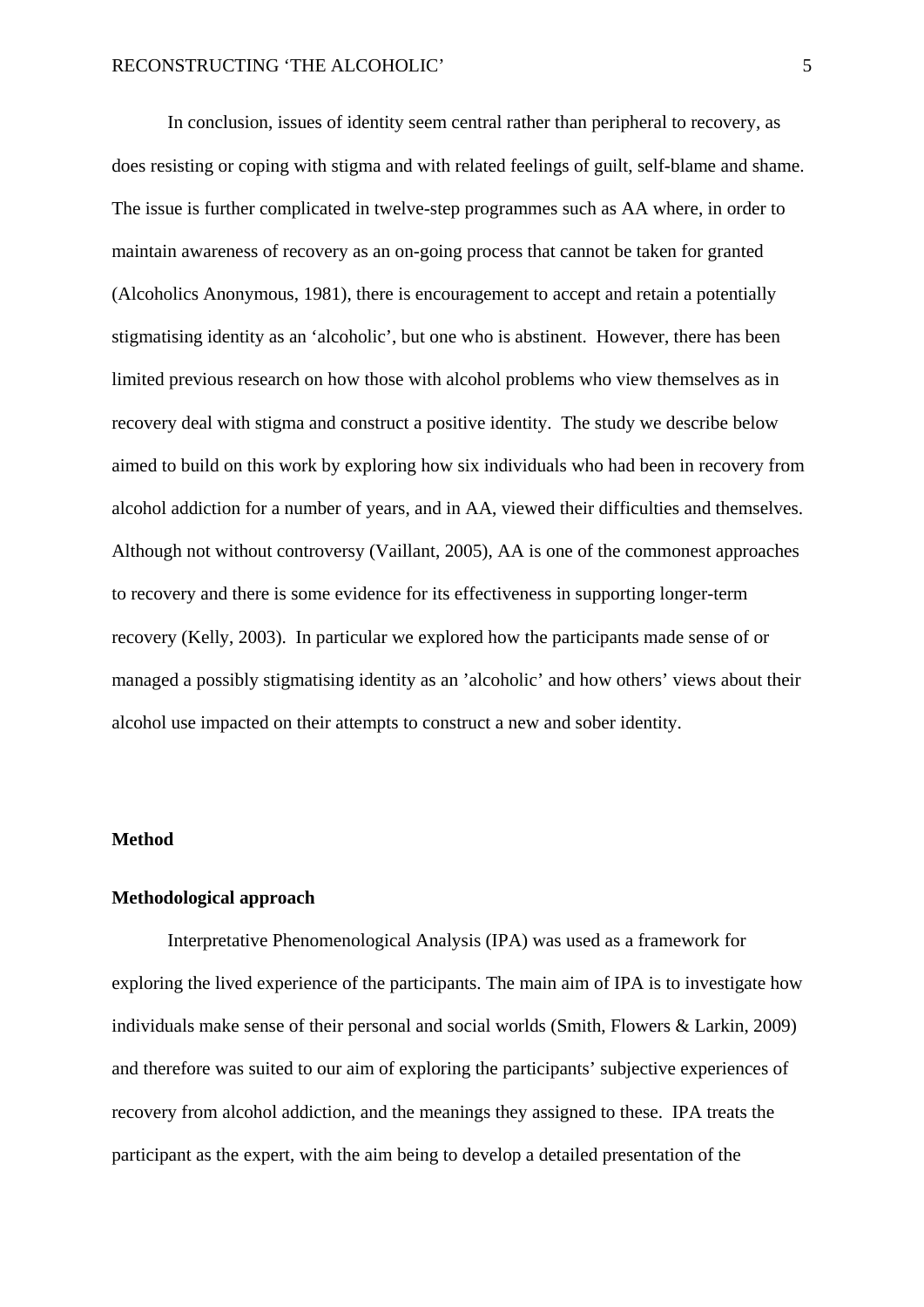In conclusion, issues of identity seem central rather than peripheral to recovery, as does resisting or coping with stigma and with related feelings of guilt, self-blame and shame. The issue is further complicated in twelve-step programmes such as AA where, in order to maintain awareness of recovery as an on-going process that cannot be taken for granted (Alcoholics Anonymous, 1981), there is encouragement to accept and retain a potentially stigmatising identity as an 'alcoholic', but one who is abstinent. However, there has been limited previous research on how those with alcohol problems who view themselves as in recovery deal with stigma and construct a positive identity. The study we describe below aimed to build on this work by exploring how six individuals who had been in recovery from alcohol addiction for a number of years, and in AA, viewed their difficulties and themselves. Although not without controversy (Vaillant, 2005), AA is one of the commonest approaches to recovery and there is some evidence for its effectiveness in supporting longer-term recovery (Kelly, 2003). In particular we explored how the participants made sense of or managed a possibly stigmatising identity as an 'alcoholic' and how others' views about their alcohol use impacted on their attempts to construct a new and sober identity.

## Method

### Methodological approach

Interpretative Phenomenological Analysis (IPA) was used as a framework for exploring the lived experience of the participants. The main aim of IPA is to investigate how individuals make sense of their personal and social worlds (Smith, Flowers & Larkin, 2009) and therefore was suited to our aim of exploring the participants' subjective experiences of recovery from alcohol addiction, and the meanings they assigned to these. IPA treats the participant as the expert, with the aim being to develop a detailed presentation of the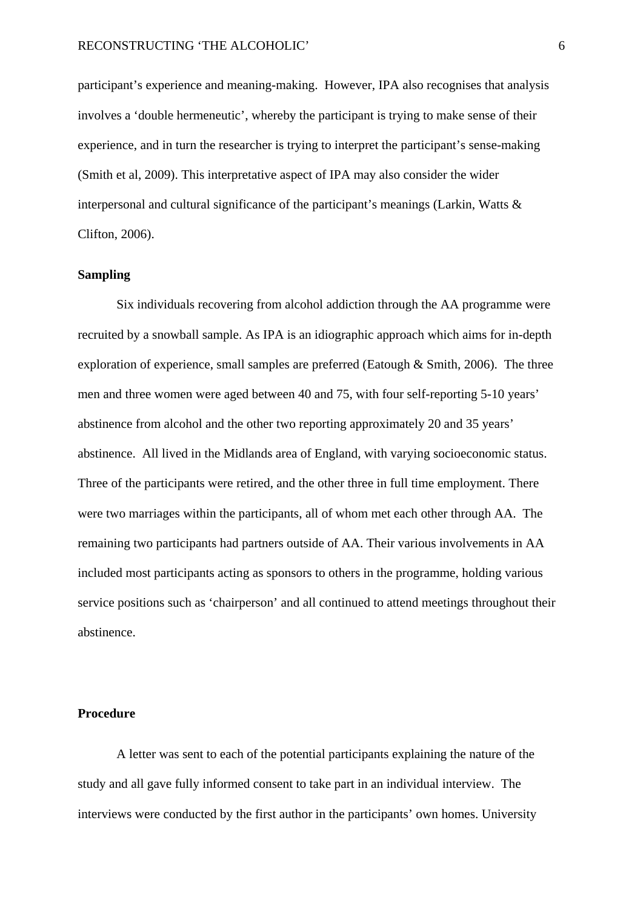participant's experience and meaning-making.  However, IPA also recognises that analysis involves a 'double hermeneutic', whereby the participant is trying to make sense of their experience, and in turn the researcher is trying to interpret the participant's sense-making (Smith et al, 2009). This interpretative aspect of IPA may also consider the wider interpersonal and cultural significance of the participant's meanings (Larkin, Watts & Clifton, 2006).

**Sampling**

Six individuals recovering from alcohol addiction through the AA programme were recruited by a snowball sample. As IPA is an idiographic approach which aims for in-depth exploration of experience, small samples are preferred (Eatough & Smith, 2006).  The three men and three women were aged between 40 and 75, with four self-reporting 5-10 years' abstinence from alcohol and the other two reporting approximately 20 and 35 years' abstinence.  All lived in the Midlands area of England, with varying socioeconomic status. Three of the participants were retired, and the other three in full time employment. There were two marriages within the participants, all of whom met each other through AA.  The remaining two participants had partners outside of AA. Their various involvements in AA included most participants acting as sponsors to others in the programme, holding various service positions such as 'chairperson' and all continued to attend meetings throughout their abstinence.

**Procedure**

A letter was sent to each of the potential participants explaining the nature of the study and all gave fully informed consent to take part in an individual interview.  The interviews were conducted by the first author in the participants' own homes. University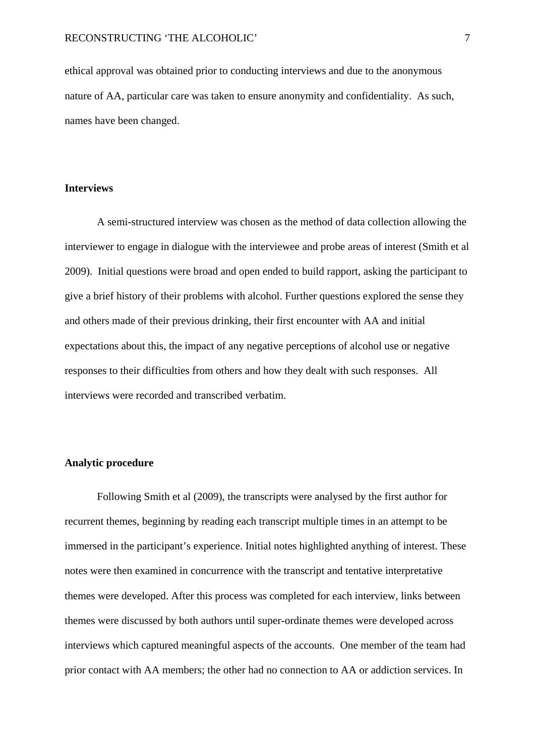ethical approval was obtained prior to conducting interviews and due to the anonymous nature of AA, particular care was taken to ensure anonymity and confidentiality.  As such, names have been changed.

## Interviews

A semi-structured interview was chosen as the method of data collection allowing the interviewer to engage in dialogue with the interviewee and probe areas of interest (Smith et al 2009).  Initial questions were broad and open ended to build rapport, asking the participant to give a brief history of their problems with alcohol. Further questions explored the sense they and others made of their previous drinking, their first encounter with AA and initial expectations about this, the impact of any negative perceptions of alcohol use or negative responses to their difficulties from others and how they dealt with such responses.  All interviews were recorded and transcribed verbatim.

## Analytic procedure

Following Smith et al (2009), the transcripts were analysed by the first author for recurrent themes, beginning by reading each transcript multiple times in an attempt to be immersed in the participant's experience. Initial notes highlighted anything of interest. These notes were then examined in concurrence with the transcript and tentative interpretative themes were developed. After this process was completed for each interview, links between themes were discussed by both authors until super-ordinate themes were developed across interviews which captured meaningful aspects of the accounts.  One member of the team had prior contact with AA members; the other had no connection to AA or addiction services. In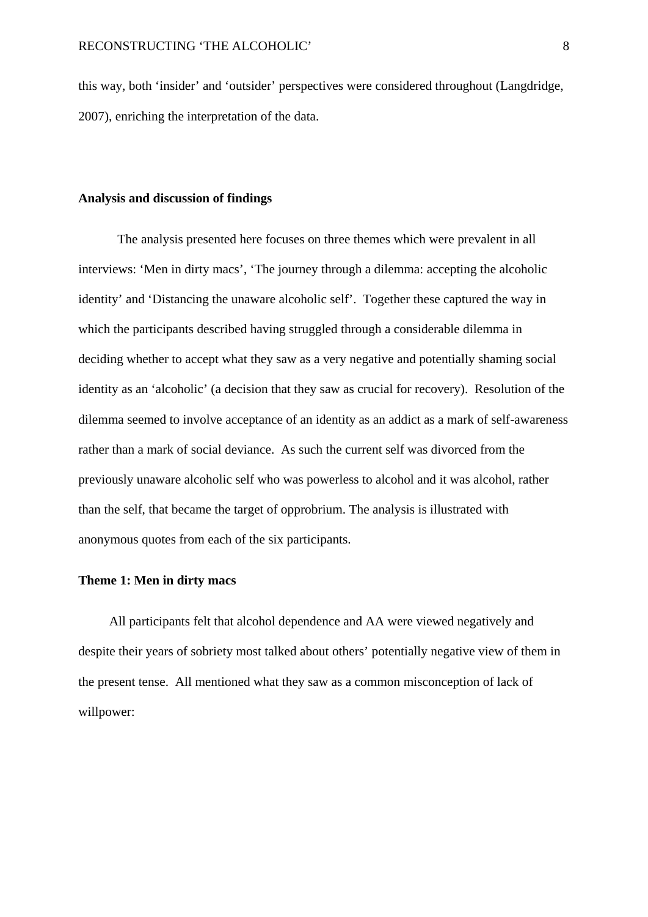this way, both 'insider' and 'outsider' perspectives were considered throughout (Langdridge, 2007), enriching the interpretation of the data.

## Analysis and discussion of findings

The analysis presented here focuses on three themes which were prevalent in all interviews: 'Men in dirty macs', 'The journey through a dilemma: accepting the alcoholic identity' and 'Distancing the unaware alcoholic self'. Together these captured the way in which the participants described having struggled through a considerable dilemma in deciding whether to accept what they saw as a very negative and potentially shaming social identity as an 'alcoholic' (a decision that they saw as crucial for recovery). Resolution of the dilemma seemed to involve acceptance of an identity as an addict as a mark of self-awareness rather than a mark of social deviance. As such the current self was divorced from the previously unaware alcoholic self who was powerless to alcohol and it was alcohol, rather than the self, that became the target of opprobrium. The analysis is illustrated with anonymous quotes from each of the six participants.

### Theme 1: Men in dirty macs

All participants felt that alcohol dependence and AA were viewed negatively and despite their years of sobriety most talked about others' potentially negative view of them in the present tense. All mentioned what they saw as a common misconception of lack of willpower: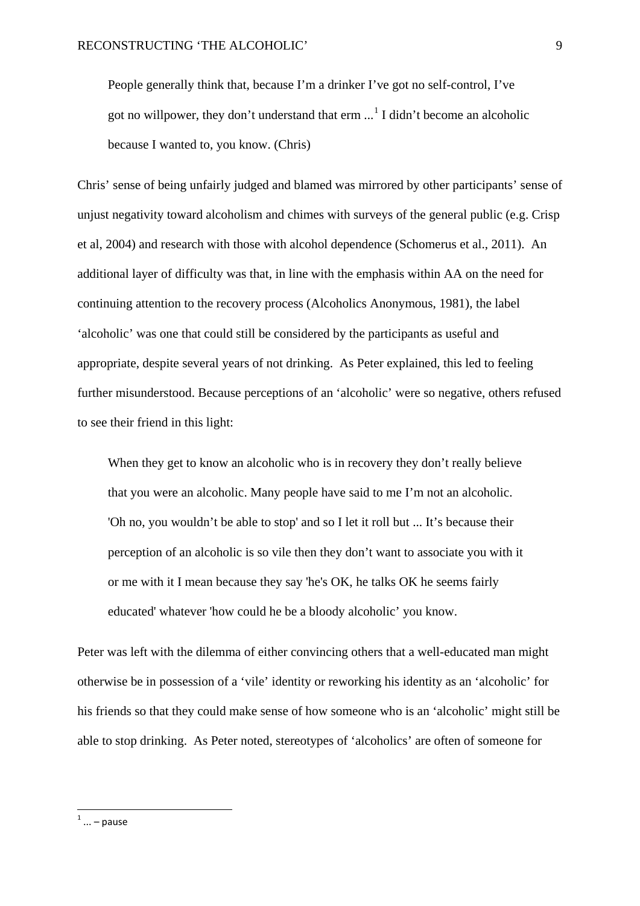> People generally think that, because I'm a drinker I've got no self-control, I've got no willpower, they don't understand that erm ...[1] I didn't become an alcoholic because I wanted to, you know. (Chris)

Chris' sense of being unfairly judged and blamed was mirrored by other participants' sense of unjust negativity toward alcoholism and chimes with surveys of the general public (e.g. Crisp et al, 2004) and research with those with alcohol dependence (Schomerus et al., 2011). An additional layer of difficulty was that, in line with the emphasis within AA on the need for continuing attention to the recovery process (Alcoholics Anonymous, 1981), the label 'alcoholic' was one that could still be considered by the participants as useful and appropriate, despite several years of not drinking. As Peter explained, this led to feeling further misunderstood. Because perceptions of an 'alcoholic' were so negative, others refused to see their friend in this light:

> When they get to know an alcoholic who is in recovery they don't really believe that you were an alcoholic. Many people have said to me I'm not an alcoholic. 'Oh no, you wouldn't be able to stop' and so I let it roll but ... It's because their perception of an alcoholic is so vile then they don't want to associate you with it or me with it I mean because they say 'he's OK, he talks OK he seems fairly educated' whatever 'how could he be a bloody alcoholic' you know.

Peter was left with the dilemma of either convincing others that a well-educated man might otherwise be in possession of a 'vile' identity or reworking his identity as an 'alcoholic' for his friends so that they could make sense of how someone who is an 'alcoholic' might still be able to stop drinking. As Peter noted, stereotypes of 'alcoholics' are often of someone for

[1] ... – pause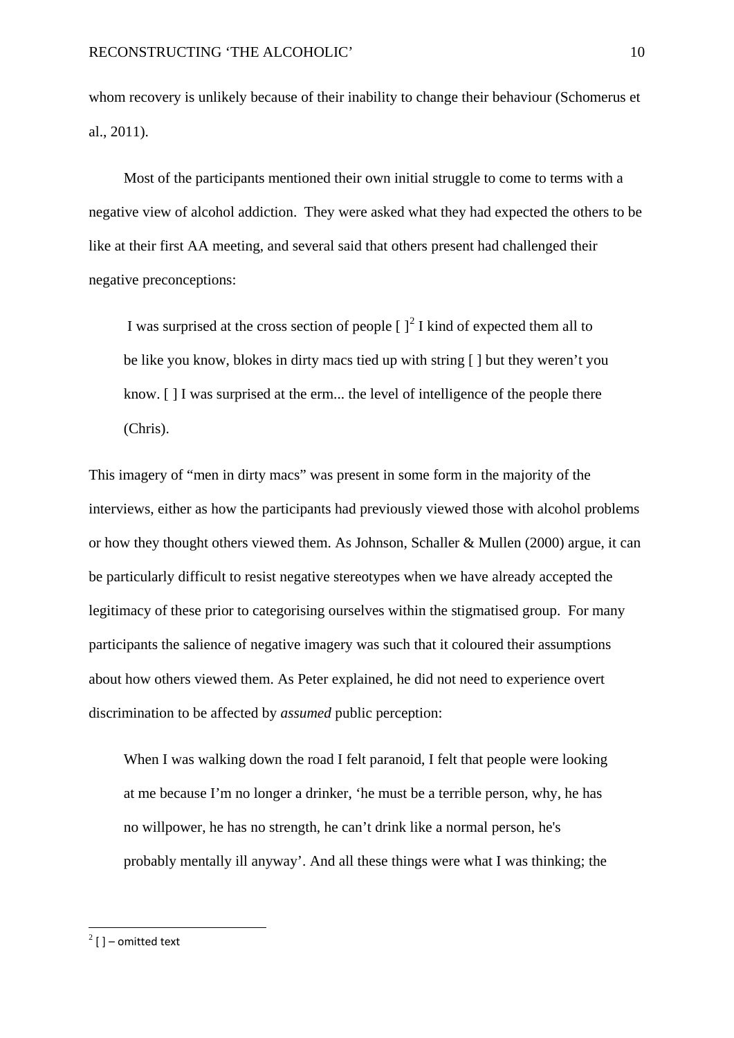whom recovery is unlikely because of their inability to change their behaviour (Schomerus et al., 2011).

Most of the participants mentioned their own initial struggle to come to terms with a negative view of alcohol addiction. They were asked what they had expected the others to be like at their first AA meeting, and several said that others present had challenged their negative preconceptions:

> I was surprised at the cross section of people [ ][2] I kind of expected them all to be like you know, blokes in dirty macs tied up with string [ ] but they weren't you know. [ ] I was surprised at the erm... the level of intelligence of the people there (Chris).

This imagery of "men in dirty macs" was present in some form in the majority of the interviews, either as how the participants had previously viewed those with alcohol problems or how they thought others viewed them. As Johnson, Schaller & Mullen (2000) argue, it can be particularly difficult to resist negative stereotypes when we have already accepted the legitimacy of these prior to categorising ourselves within the stigmatised group. For many participants the salience of negative imagery was such that it coloured their assumptions about how others viewed them. As Peter explained, he did not need to experience overt discrimination to be affected by *assumed* public perception:

> When I was walking down the road I felt paranoid, I felt that people were looking at me because I'm no longer a drinker, 'he must be a terrible person, why, he has no willpower, he has no strength, he can't drink like a normal person, he's probably mentally ill anyway'. And all these things were what I was thinking; the

[2] [ ] – omitted text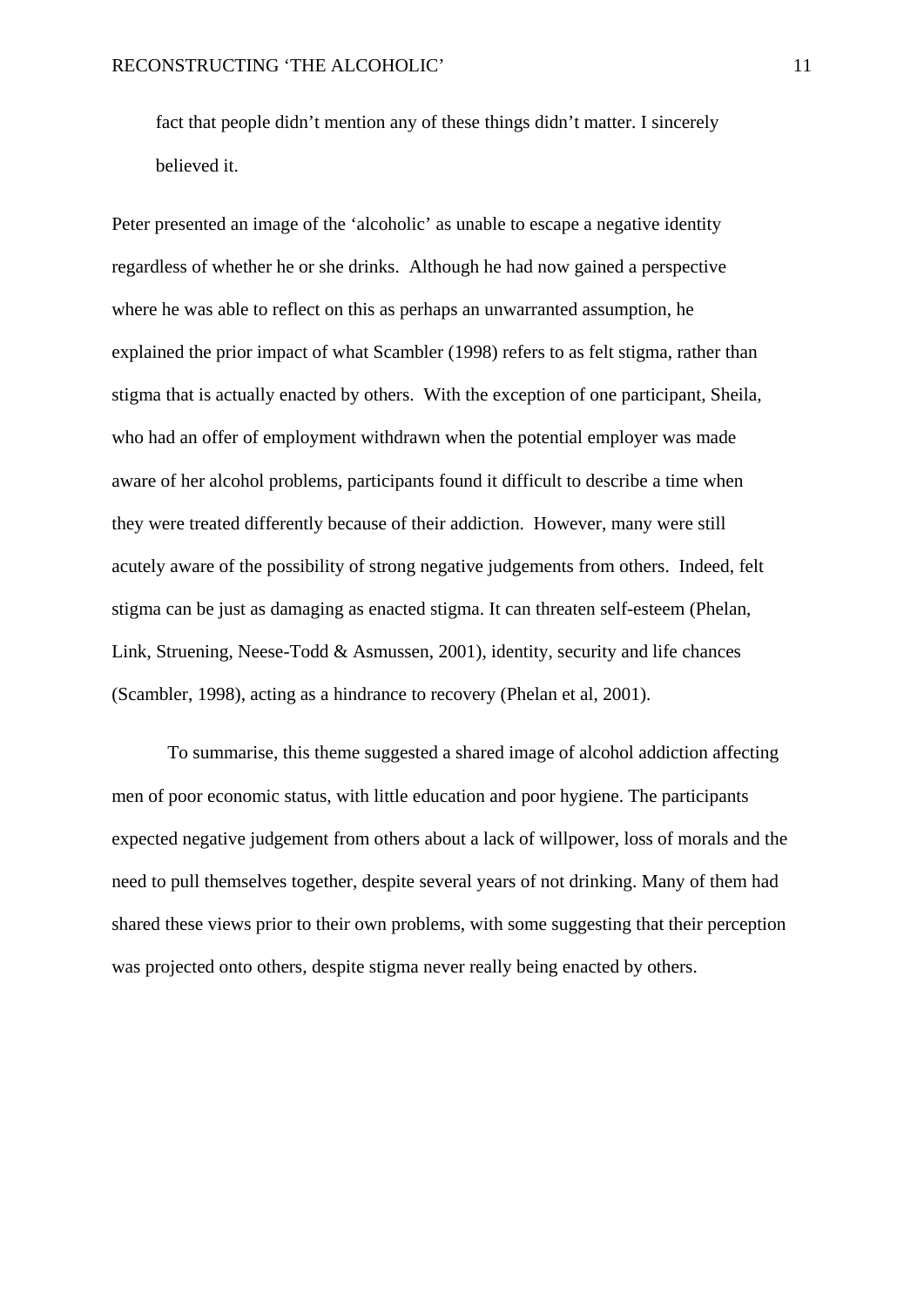> fact that people didn't mention any of these things didn't matter. I sincerely believed it.

Peter presented an image of the 'alcoholic' as unable to escape a negative identity regardless of whether he or she drinks. Although he had now gained a perspective where he was able to reflect on this as perhaps an unwarranted assumption, he explained the prior impact of what Scambler (1998) refers to as felt stigma, rather than stigma that is actually enacted by others. With the exception of one participant, Sheila, who had an offer of employment withdrawn when the potential employer was made aware of her alcohol problems, participants found it difficult to describe a time when they were treated differently because of their addiction. However, many were still acutely aware of the possibility of strong negative judgements from others. Indeed, felt stigma can be just as damaging as enacted stigma. It can threaten self-esteem (Phelan, Link, Struening, Neese-Todd & Asmussen, 2001), identity, security and life chances (Scambler, 1998), acting as a hindrance to recovery (Phelan et al, 2001).

To summarise, this theme suggested a shared image of alcohol addiction affecting men of poor economic status, with little education and poor hygiene. The participants expected negative judgement from others about a lack of willpower, loss of morals and the need to pull themselves together, despite several years of not drinking. Many of them had shared these views prior to their own problems, with some suggesting that their perception was projected onto others, despite stigma never really being enacted by others.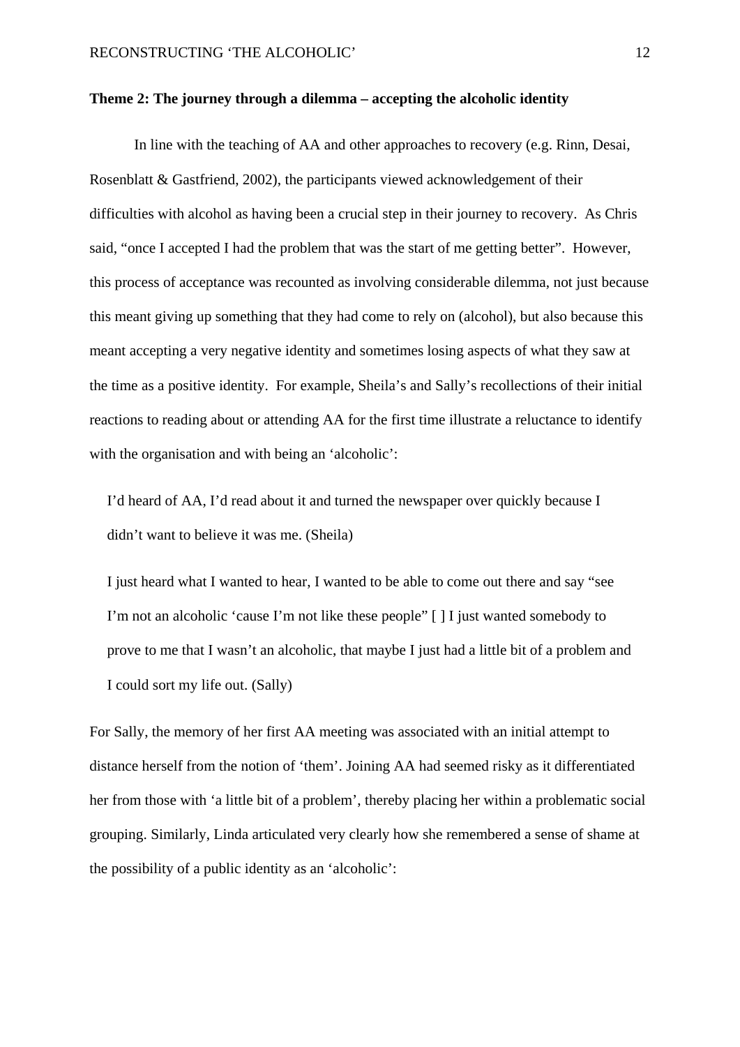**Theme 2: The journey through a dilemma – accepting the alcoholic identity**

In line with the teaching of AA and other approaches to recovery (e.g. Rinn, Desai, Rosenblatt & Gastfriend, 2002), the participants viewed acknowledgement of their difficulties with alcohol as having been a crucial step in their journey to recovery. As Chris said, "once I accepted I had the problem that was the start of me getting better". However, this process of acceptance was recounted as involving considerable dilemma, not just because this meant giving up something that they had come to rely on (alcohol), but also because this meant accepting a very negative identity and sometimes losing aspects of what they saw at the time as a positive identity. For example, Sheila's and Sally's recollections of their initial reactions to reading about or attending AA for the first time illustrate a reluctance to identify with the organisation and with being an 'alcoholic':

> I'd heard of AA, I'd read about it and turned the newspaper over quickly because I didn't want to believe it was me. (Sheila)

> I just heard what I wanted to hear, I wanted to be able to come out there and say "see I'm not an alcoholic 'cause I'm not like these people" [ ] I just wanted somebody to prove to me that I wasn't an alcoholic, that maybe I just had a little bit of a problem and I could sort my life out. (Sally)

For Sally, the memory of her first AA meeting was associated with an initial attempt to distance herself from the notion of 'them'. Joining AA had seemed risky as it differentiated her from those with 'a little bit of a problem', thereby placing her within a problematic social grouping. Similarly, Linda articulated very clearly how she remembered a sense of shame at the possibility of a public identity as an 'alcoholic':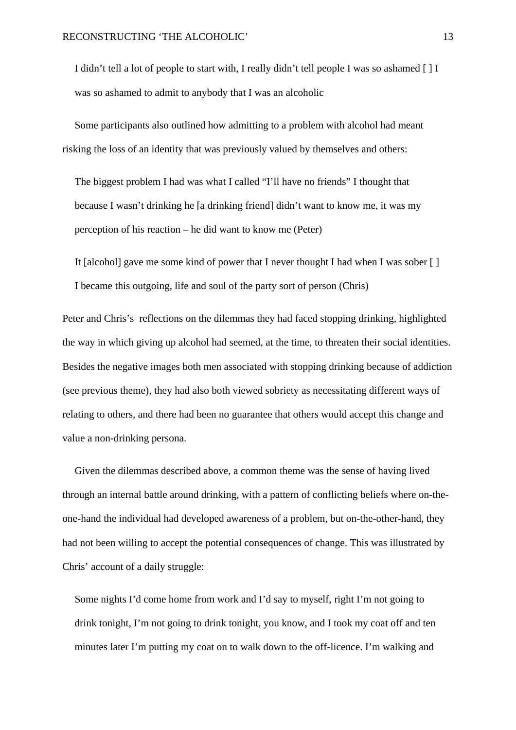> I didn't tell a lot of people to start with, I really didn't tell people I was so ashamed [ ] I was so ashamed to admit to anybody that I was an alcoholic

Some participants also outlined how admitting to a problem with alcohol had meant risking the loss of an identity that was previously valued by themselves and others:

> The biggest problem I had was what I called "I'll have no friends" I thought that because I wasn't drinking he [a drinking friend] didn't want to know me, it was my perception of his reaction – he did want to know me (Peter)

> It [alcohol] gave me some kind of power that I never thought I had when I was sober [ ] I became this outgoing, life and soul of the party sort of person (Chris)

Peter and Chris's reflections on the dilemmas they had faced stopping drinking, highlighted the way in which giving up alcohol had seemed, at the time, to threaten their social identities. Besides the negative images both men associated with stopping drinking because of addiction (see previous theme), they had also both viewed sobriety as necessitating different ways of relating to others, and there had been no guarantee that others would accept this change and value a non-drinking persona.

Given the dilemmas described above, a common theme was the sense of having lived through an internal battle around drinking, with a pattern of conflicting beliefs where on-the-one-hand the individual had developed awareness of a problem, but on-the-other-hand, they had not been willing to accept the potential consequences of change. This was illustrated by Chris' account of a daily struggle:

> Some nights I'd come home from work and I'd say to myself, right I'm not going to drink tonight, I'm not going to drink tonight, you know, and I took my coat off and ten minutes later I'm putting my coat on to walk down to the off-licence. I'm walking and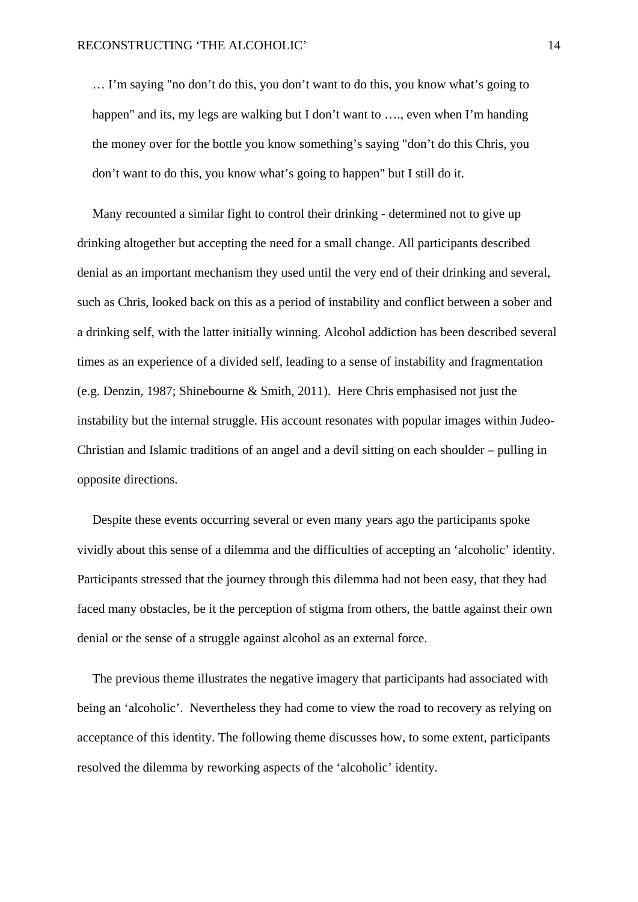> … I'm saying "no don't do this, you don't want to do this, you know what's going to happen" and its, my legs are walking but I don't want to …., even when I'm handing the money over for the bottle you know something's saying "don't do this Chris, you don't want to do this, you know what's going to happen" but I still do it.

Many recounted a similar fight to control their drinking - determined not to give up drinking altogether but accepting the need for a small change. All participants described denial as an important mechanism they used until the very end of their drinking and several, such as Chris, looked back on this as a period of instability and conflict between a sober and a drinking self, with the latter initially winning. Alcohol addiction has been described several times as an experience of a divided self, leading to a sense of instability and fragmentation (e.g. Denzin, 1987; Shinebourne & Smith, 2011). Here Chris emphasised not just the instability but the internal struggle. His account resonates with popular images within Judeo-Christian and Islamic traditions of an angel and a devil sitting on each shoulder – pulling in opposite directions.

Despite these events occurring several or even many years ago the participants spoke vividly about this sense of a dilemma and the difficulties of accepting an 'alcoholic' identity. Participants stressed that the journey through this dilemma had not been easy, that they had faced many obstacles, be it the perception of stigma from others, the battle against their own denial or the sense of a struggle against alcohol as an external force.

The previous theme illustrates the negative imagery that participants had associated with being an 'alcoholic'. Nevertheless they had come to view the road to recovery as relying on acceptance of this identity. The following theme discusses how, to some extent, participants resolved the dilemma by reworking aspects of the 'alcoholic' identity.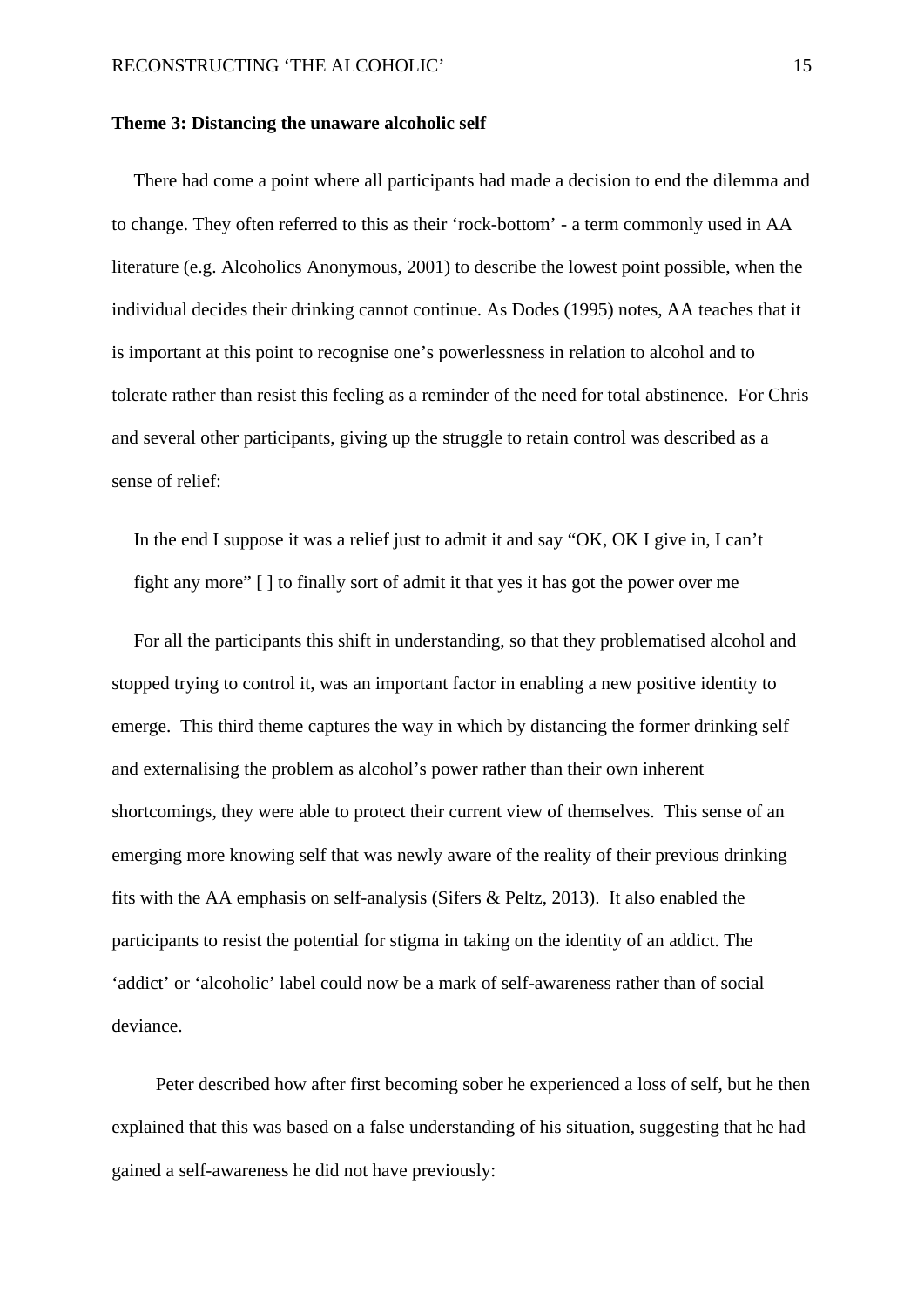**Theme 3: Distancing the unaware alcoholic self**

There had come a point where all participants had made a decision to end the dilemma and to change. They often referred to this as their 'rock-bottom' - a term commonly used in AA literature (e.g. Alcoholics Anonymous, 2001) to describe the lowest point possible, when the individual decides their drinking cannot continue. As Dodes (1995) notes, AA teaches that it is important at this point to recognise one's powerlessness in relation to alcohol and to tolerate rather than resist this feeling as a reminder of the need for total abstinence. For Chris and several other participants, giving up the struggle to retain control was described as a sense of relief:

> In the end I suppose it was a relief just to admit it and say "OK, OK I give in, I can't fight any more" [ ] to finally sort of admit it that yes it has got the power over me

For all the participants this shift in understanding, so that they problematised alcohol and stopped trying to control it, was an important factor in enabling a new positive identity to emerge. This third theme captures the way in which by distancing the former drinking self and externalising the problem as alcohol's power rather than their own inherent shortcomings, they were able to protect their current view of themselves. This sense of an emerging more knowing self that was newly aware of the reality of their previous drinking fits with the AA emphasis on self-analysis (Sifers & Peltz, 2013). It also enabled the participants to resist the potential for stigma in taking on the identity of an addict. The 'addict' or 'alcoholic' label could now be a mark of self-awareness rather than of social deviance.

Peter described how after first becoming sober he experienced a loss of self, but he then explained that this was based on a false understanding of his situation, suggesting that he had gained a self-awareness he did not have previously: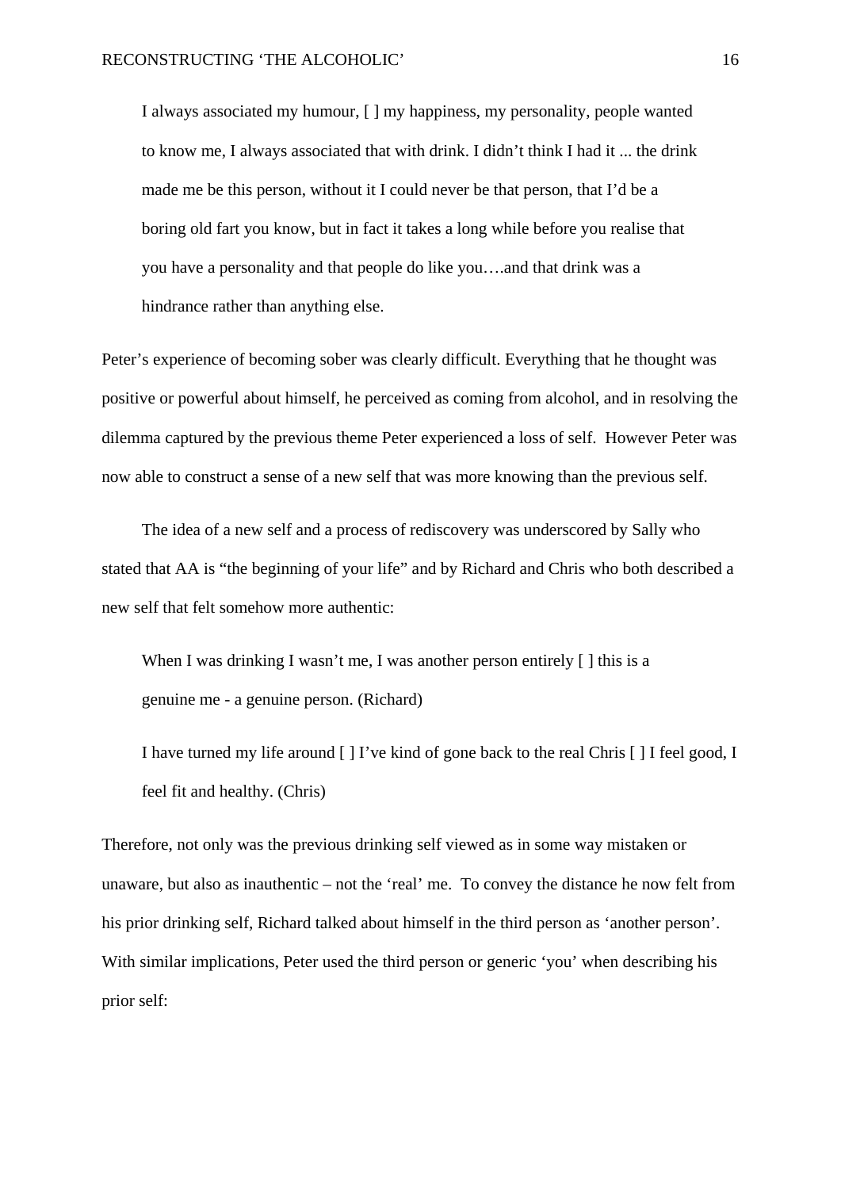> I always associated my humour, [ ] my happiness, my personality, people wanted to know me, I always associated that with drink. I didn't think I had it ... the drink made me be this person, without it I could never be that person, that I'd be a boring old fart you know, but in fact it takes a long while before you realise that you have a personality and that people do like you….and that drink was a hindrance rather than anything else.

Peter's experience of becoming sober was clearly difficult. Everything that he thought was positive or powerful about himself, he perceived as coming from alcohol, and in resolving the dilemma captured by the previous theme Peter experienced a loss of self. However Peter was now able to construct a sense of a new self that was more knowing than the previous self.

The idea of a new self and a process of rediscovery was underscored by Sally who stated that AA is "the beginning of your life" and by Richard and Chris who both described a new self that felt somehow more authentic:

> When I was drinking I wasn't me, I was another person entirely [ ] this is a genuine me - a genuine person. (Richard)

> I have turned my life around [ ] I've kind of gone back to the real Chris [ ] I feel good, I feel fit and healthy. (Chris)

Therefore, not only was the previous drinking self viewed as in some way mistaken or unaware, but also as inauthentic – not the 'real' me. To convey the distance he now felt from his prior drinking self, Richard talked about himself in the third person as 'another person'. With similar implications, Peter used the third person or generic 'you' when describing his prior self: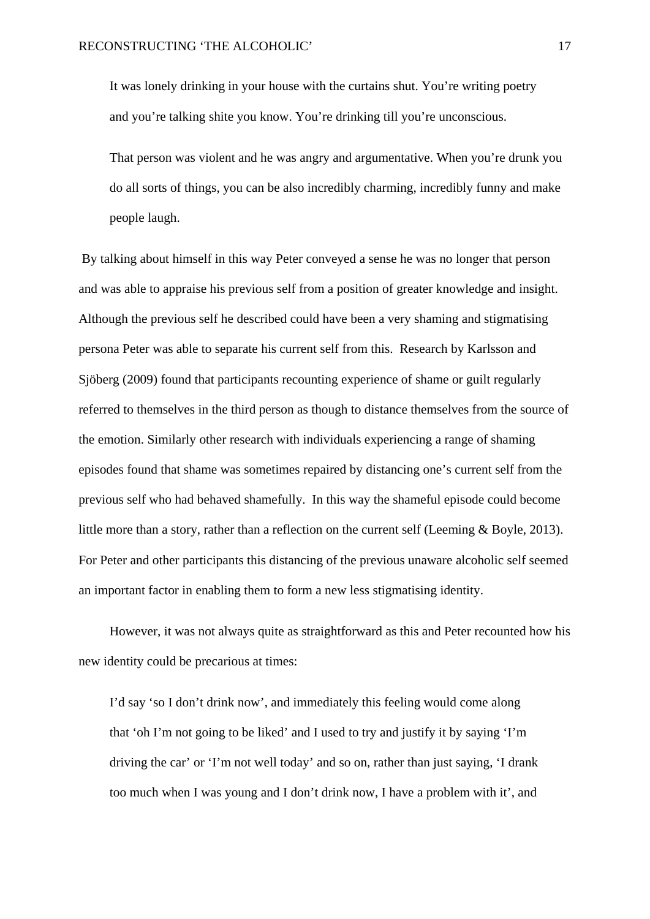> It was lonely drinking in your house with the curtains shut. You're writing poetry and you're talking shite you know. You're drinking till you're unconscious.

> That person was violent and he was angry and argumentative. When you're drunk you do all sorts of things, you can be also incredibly charming, incredibly funny and make people laugh.

By talking about himself in this way Peter conveyed a sense he was no longer that person and was able to appraise his previous self from a position of greater knowledge and insight. Although the previous self he described could have been a very shaming and stigmatising persona Peter was able to separate his current self from this. Research by Karlsson and Sjöberg (2009) found that participants recounting experience of shame or guilt regularly referred to themselves in the third person as though to distance themselves from the source of the emotion. Similarly other research with individuals experiencing a range of shaming episodes found that shame was sometimes repaired by distancing one's current self from the previous self who had behaved shamefully. In this way the shameful episode could become little more than a story, rather than a reflection on the current self (Leeming & Boyle, 2013). For Peter and other participants this distancing of the previous unaware alcoholic self seemed an important factor in enabling them to form a new less stigmatising identity.

However, it was not always quite as straightforward as this and Peter recounted how his new identity could be precarious at times:

> I'd say 'so I don't drink now', and immediately this feeling would come along that 'oh I'm not going to be liked' and I used to try and justify it by saying 'I'm driving the car' or 'I'm not well today' and so on, rather than just saying, 'I drank too much when I was young and I don't drink now, I have a problem with it', and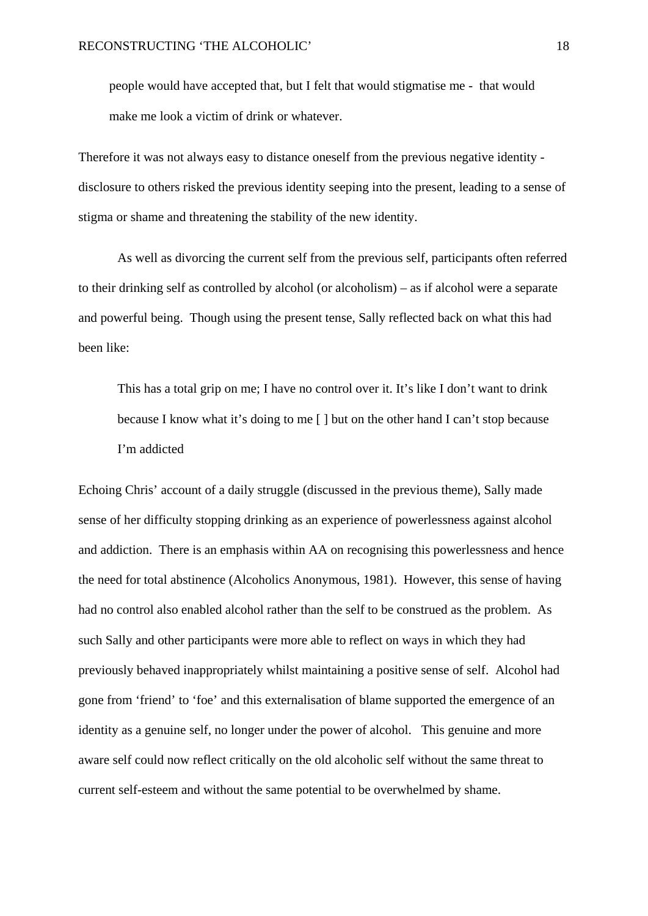> people would have accepted that, but I felt that would stigmatise me - that would make me look a victim of drink or whatever.

Therefore it was not always easy to distance oneself from the previous negative identity - disclosure to others risked the previous identity seeping into the present, leading to a sense of stigma or shame and threatening the stability of the new identity.

As well as divorcing the current self from the previous self, participants often referred to their drinking self as controlled by alcohol (or alcoholism) – as if alcohol were a separate and powerful being. Though using the present tense, Sally reflected back on what this had been like:

> This has a total grip on me; I have no control over it. It's like I don't want to drink because I know what it's doing to me [ ] but on the other hand I can't stop because I'm addicted

Echoing Chris' account of a daily struggle (discussed in the previous theme), Sally made sense of her difficulty stopping drinking as an experience of powerlessness against alcohol and addiction. There is an emphasis within AA on recognising this powerlessness and hence the need for total abstinence (Alcoholics Anonymous, 1981). However, this sense of having had no control also enabled alcohol rather than the self to be construed as the problem. As such Sally and other participants were more able to reflect on ways in which they had previously behaved inappropriately whilst maintaining a positive sense of self. Alcohol had gone from 'friend' to 'foe' and this externalisation of blame supported the emergence of an identity as a genuine self, no longer under the power of alcohol. This genuine and more aware self could now reflect critically on the old alcoholic self without the same threat to current self-esteem and without the same potential to be overwhelmed by shame.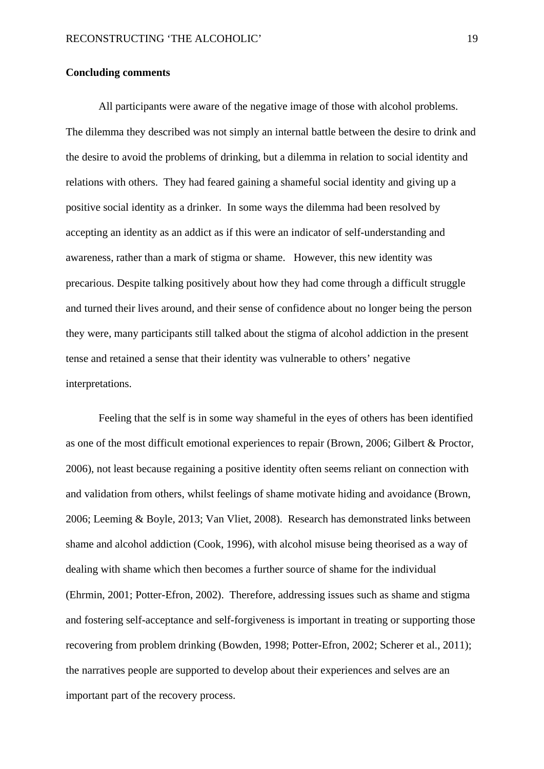**Concluding comments**

All participants were aware of the negative image of those with alcohol problems. The dilemma they described was not simply an internal battle between the desire to drink and the desire to avoid the problems of drinking, but a dilemma in relation to social identity and relations with others. They had feared gaining a shameful social identity and giving up a positive social identity as a drinker. In some ways the dilemma had been resolved by accepting an identity as an addict as if this were an indicator of self-understanding and awareness, rather than a mark of stigma or shame. However, this new identity was precarious. Despite talking positively about how they had come through a difficult struggle and turned their lives around, and their sense of confidence about no longer being the person they were, many participants still talked about the stigma of alcohol addiction in the present tense and retained a sense that their identity was vulnerable to others' negative interpretations.

Feeling that the self is in some way shameful in the eyes of others has been identified as one of the most difficult emotional experiences to repair (Brown, 2006; Gilbert & Proctor, 2006), not least because regaining a positive identity often seems reliant on connection with and validation from others, whilst feelings of shame motivate hiding and avoidance (Brown, 2006; Leeming & Boyle, 2013; Van Vliet, 2008). Research has demonstrated links between shame and alcohol addiction (Cook, 1996), with alcohol misuse being theorised as a way of dealing with shame which then becomes a further source of shame for the individual (Ehrmin, 2001; Potter-Efron, 2002). Therefore, addressing issues such as shame and stigma and fostering self-acceptance and self-forgiveness is important in treating or supporting those recovering from problem drinking (Bowden, 1998; Potter-Efron, 2002; Scherer et al., 2011); the narratives people are supported to develop about their experiences and selves are an important part of the recovery process.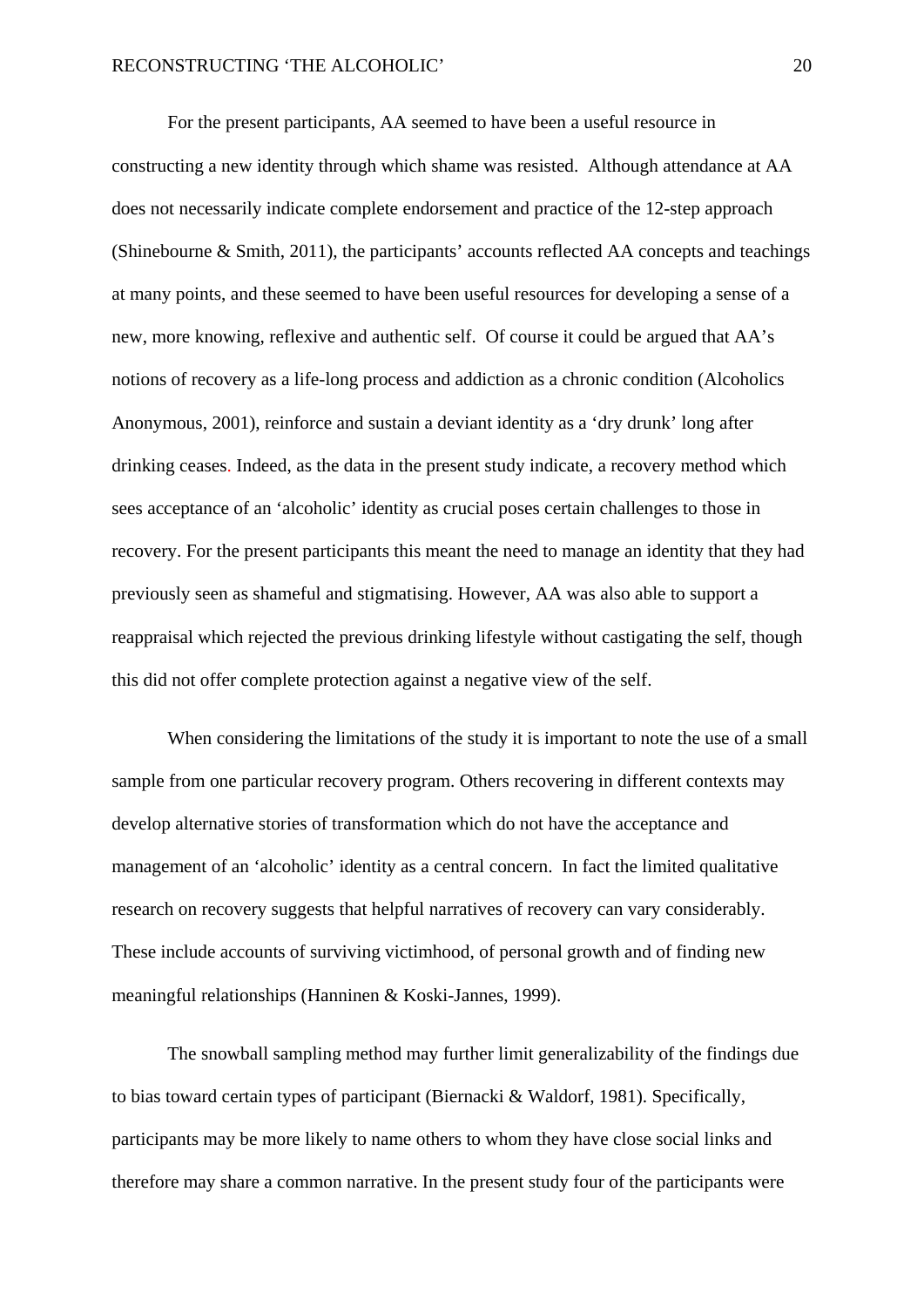For the present participants, AA seemed to have been a useful resource in constructing a new identity through which shame was resisted. Although attendance at AA does not necessarily indicate complete endorsement and practice of the 12-step approach (Shinebourne & Smith, 2011), the participants' accounts reflected AA concepts and teachings at many points, and these seemed to have been useful resources for developing a sense of a new, more knowing, reflexive and authentic self. Of course it could be argued that AA's notions of recovery as a life-long process and addiction as a chronic condition (Alcoholics Anonymous, 2001), reinforce and sustain a deviant identity as a 'dry drunk' long after drinking ceases. Indeed, as the data in the present study indicate, a recovery method which sees acceptance of an 'alcoholic' identity as crucial poses certain challenges to those in recovery. For the present participants this meant the need to manage an identity that they had previously seen as shameful and stigmatising. However, AA was also able to support a reappraisal which rejected the previous drinking lifestyle without castigating the self, though this did not offer complete protection against a negative view of the self.

When considering the limitations of the study it is important to note the use of a small sample from one particular recovery program. Others recovering in different contexts may develop alternative stories of transformation which do not have the acceptance and management of an 'alcoholic' identity as a central concern. In fact the limited qualitative research on recovery suggests that helpful narratives of recovery can vary considerably. These include accounts of surviving victimhood, of personal growth and of finding new meaningful relationships (Hanninen & Koski-Jannes, 1999).

The snowball sampling method may further limit generalizability of the findings due to bias toward certain types of participant (Biernacki & Waldorf, 1981). Specifically, participants may be more likely to name others to whom they have close social links and therefore may share a common narrative. In the present study four of the participants were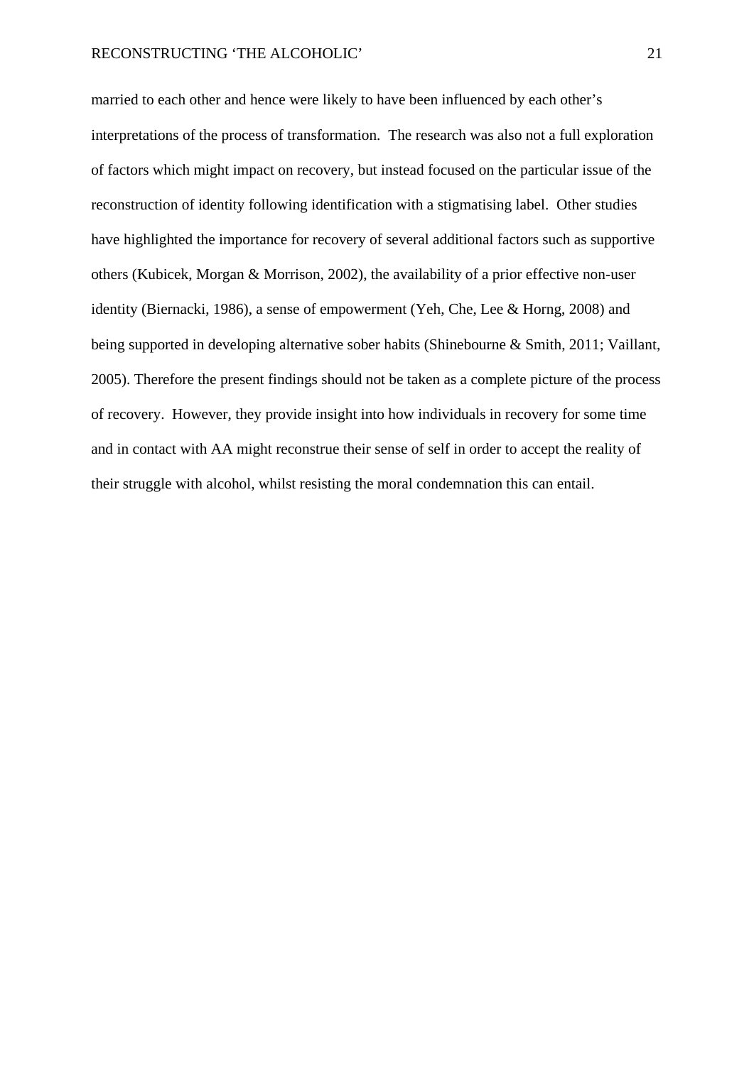married to each other and hence were likely to have been influenced by each other's interpretations of the process of transformation. The research was also not a full exploration of factors which might impact on recovery, but instead focused on the particular issue of the reconstruction of identity following identification with a stigmatising label. Other studies have highlighted the importance for recovery of several additional factors such as supportive others (Kubicek, Morgan & Morrison, 2002), the availability of a prior effective non-user identity (Biernacki, 1986), a sense of empowerment (Yeh, Che, Lee & Horng, 2008) and being supported in developing alternative sober habits (Shinebourne & Smith, 2011; Vaillant, 2005). Therefore the present findings should not be taken as a complete picture of the process of recovery. However, they provide insight into how individuals in recovery for some time and in contact with AA might reconstrue their sense of self in order to accept the reality of their struggle with alcohol, whilst resisting the moral condemnation this can entail.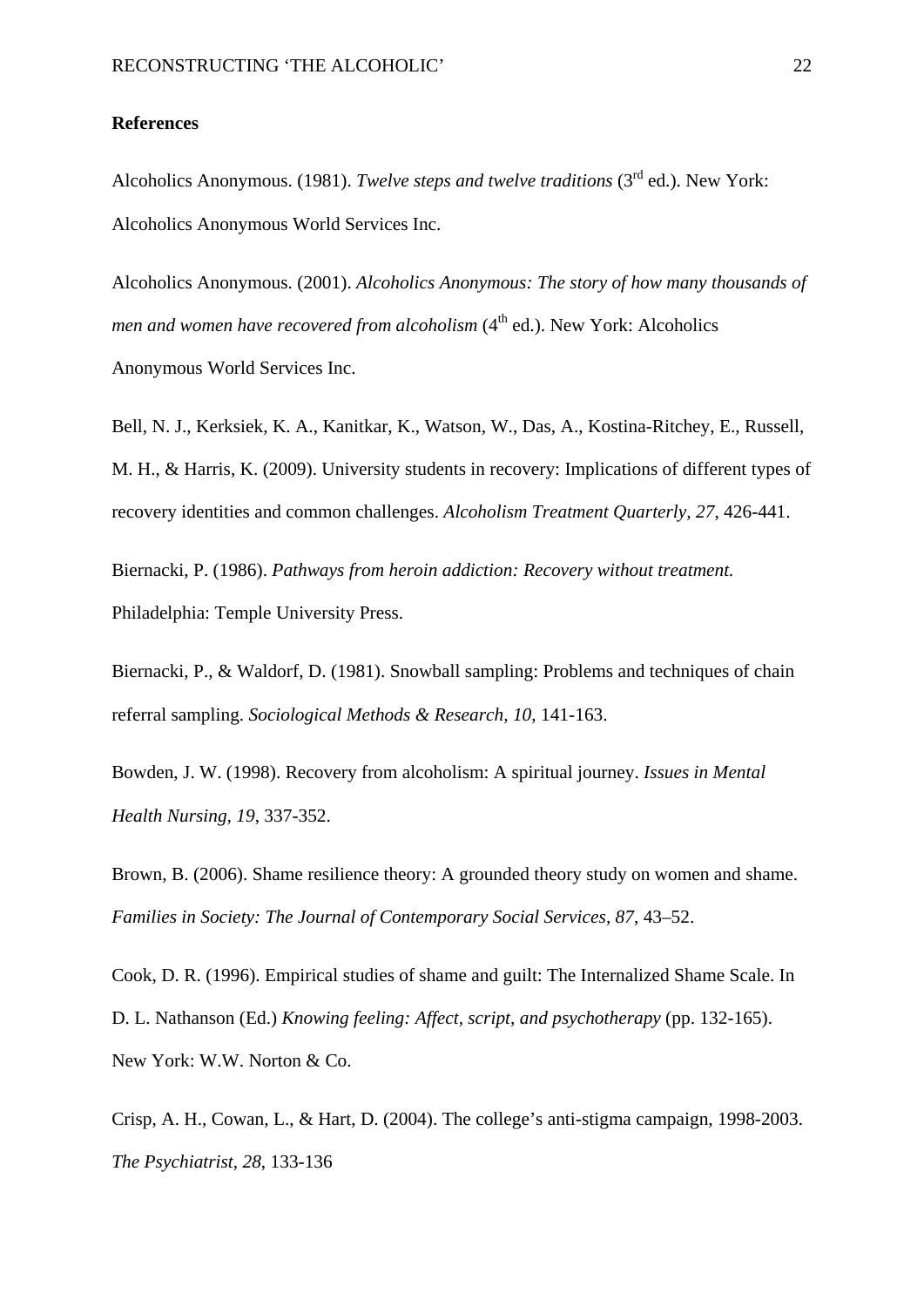**References**

Alcoholics Anonymous. (1981). *Twelve steps and twelve traditions* (3rd ed.). New York: Alcoholics Anonymous World Services Inc.

Alcoholics Anonymous. (2001). *Alcoholics Anonymous: The story of how many thousands of men and women have recovered from alcoholism* (4th ed.). New York: Alcoholics Anonymous World Services Inc.

Bell, N. J., Kerksiek, K. A., Kanitkar, K., Watson, W., Das, A., Kostina-Ritchey, E., Russell, M. H., & Harris, K. (2009). University students in recovery: Implications of different types of recovery identities and common challenges. *Alcoholism Treatment Quarterly, 27*, 426-441.

Biernacki, P. (1986). *Pathways from heroin addiction: Recovery without treatment.* Philadelphia: Temple University Press.

Biernacki, P., & Waldorf, D. (1981). Snowball sampling: Problems and techniques of chain referral sampling. *Sociological Methods & Research, 10*, 141-163.

Bowden, J. W. (1998). Recovery from alcoholism: A spiritual journey. *Issues in Mental Health Nursing, 19*, 337-352.

Brown, B. (2006). Shame resilience theory: A grounded theory study on women and shame. *Families in Society: The Journal of Contemporary Social Services, 87*, 43–52.

Cook, D. R. (1996). Empirical studies of shame and guilt: The Internalized Shame Scale. In D. L. Nathanson (Ed.) *Knowing feeling: Affect, script, and psychotherapy* (pp. 132-165). New York: W.W. Norton & Co.

Crisp, A. H., Cowan, L., & Hart, D. (2004). The college's anti-stigma campaign, 1998-2003. *The Psychiatrist, 28*, 133-136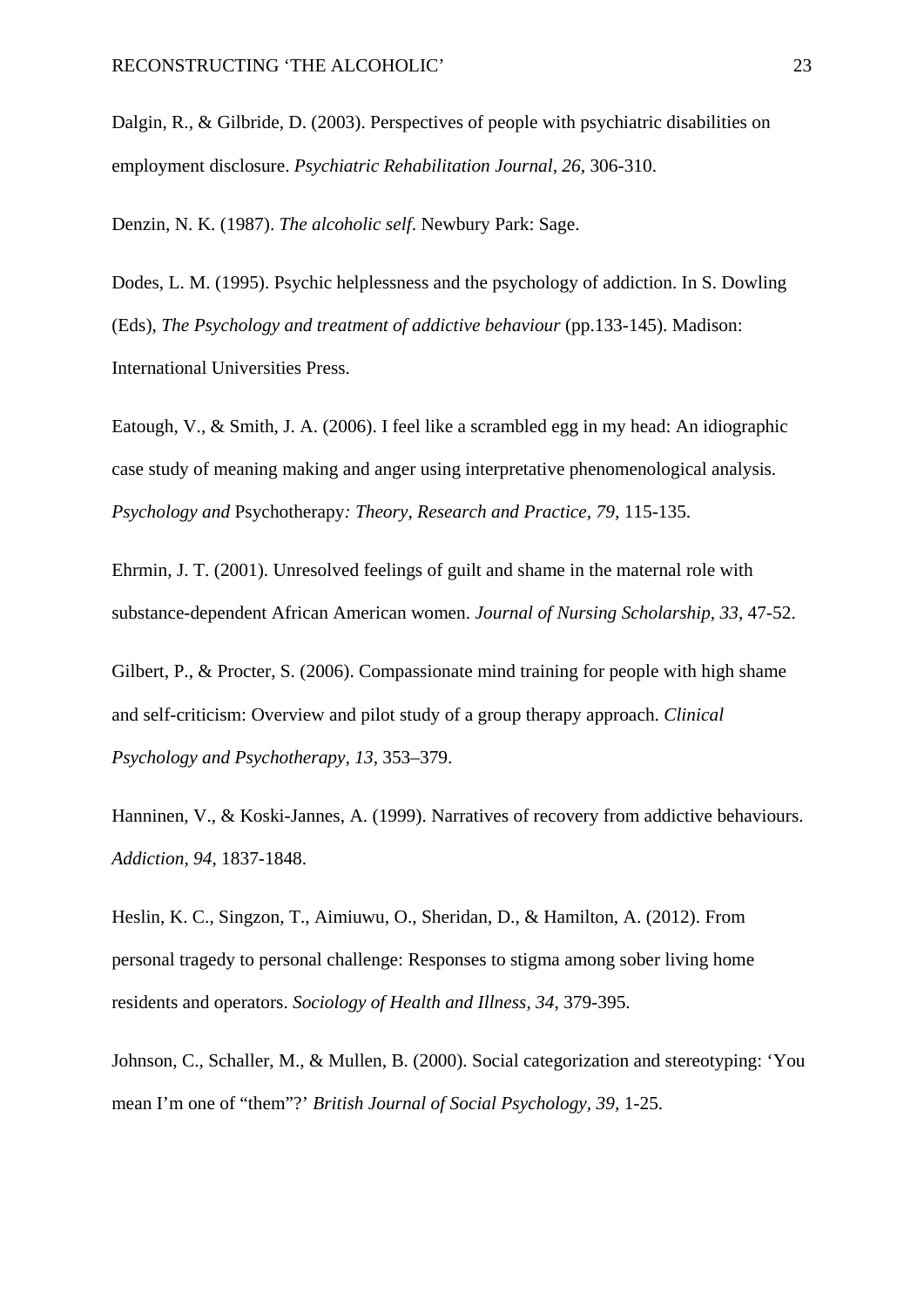Dalgin, R., & Gilbride, D. (2003). Perspectives of people with psychiatric disabilities on employment disclosure. *Psychiatric Rehabilitation Journal, 26,* 306-310.

Denzin, N. K. (1987). *The alcoholic self*. Newbury Park: Sage.

Dodes, L. M. (1995). Psychic helplessness and the psychology of addiction. In S. Dowling (Eds), *The Psychology and treatment of addictive behaviour* (pp.133-145). Madison: International Universities Press.

Eatough, V., & Smith, J. A. (2006). I feel like a scrambled egg in my head: An idiographic case study of meaning making and anger using interpretative phenomenological analysis. *Psychology and* Psychotherapy*: Theory, Research and Practice, 79,* 115-135.

Ehrmin, J. T. (2001). Unresolved feelings of guilt and shame in the maternal role with substance-dependent African American women. *Journal of Nursing Scholarship, 33*, 47-52.

Gilbert, P., & Procter, S. (2006). Compassionate mind training for people with high shame and self-criticism: Overview and pilot study of a group therapy approach. *Clinical Psychology and Psychotherapy, 13*, 353–379.

Hanninen, V., & Koski-Jannes, A. (1999). Narratives of recovery from addictive behaviours. *Addiction, 94,* 1837-1848.

Heslin, K. C., Singzon, T., Aimiuwu, O., Sheridan, D., & Hamilton, A. (2012). From personal tragedy to personal challenge: Responses to stigma among sober living home residents and operators. *Sociology of Health and Illness, 34*, 379-395.

Johnson, C., Schaller, M., & Mullen, B. (2000). Social categorization and stereotyping: 'You mean I'm one of "them"?' *British Journal of Social Psychology, 39,* 1-25.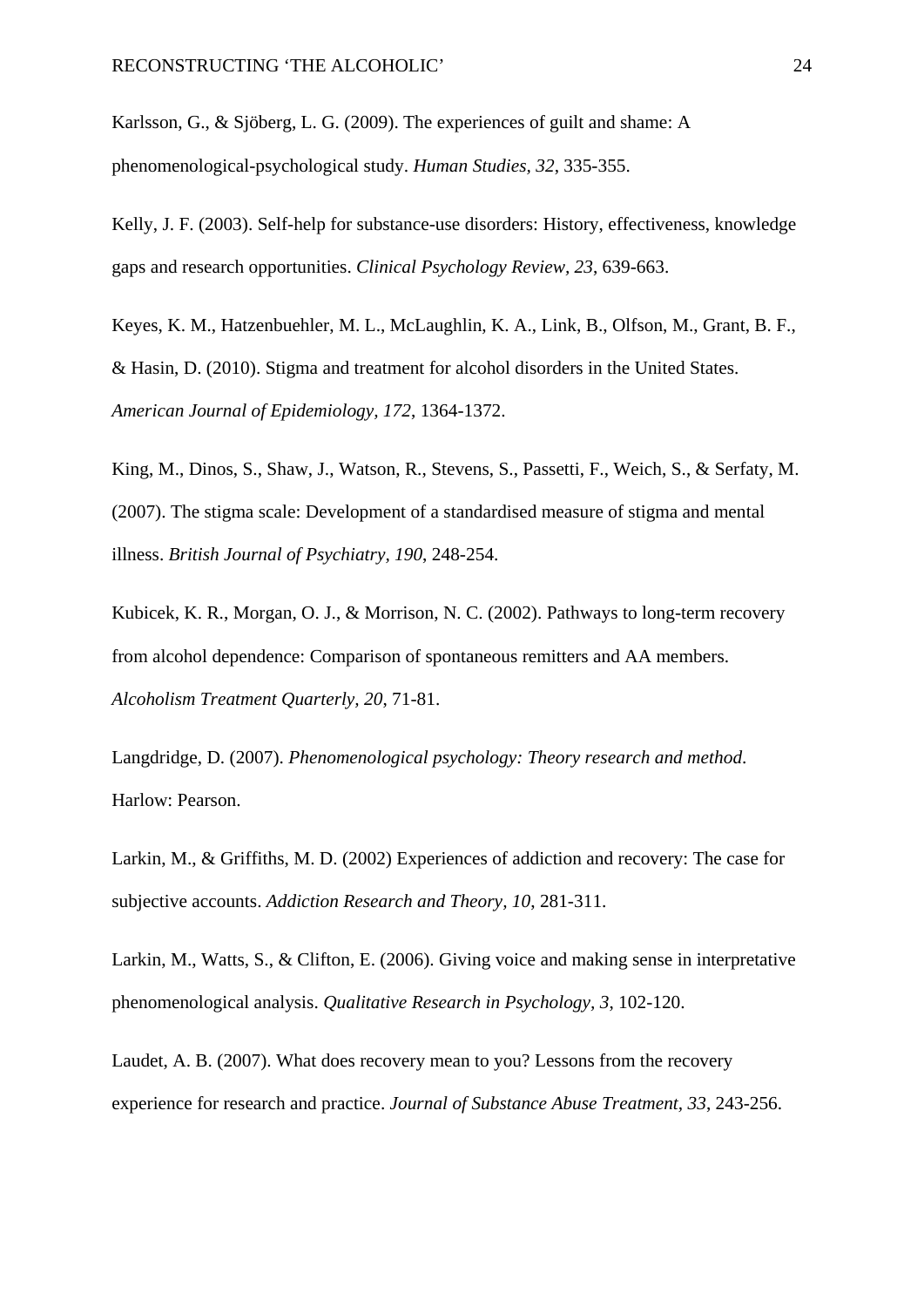Karlsson, G., & Sjöberg, L. G. (2009). The experiences of guilt and shame: A phenomenological-psychological study. *Human Studies, 32*, 335-355.

Kelly, J. F. (2003). Self-help for substance-use disorders: History, effectiveness, knowledge gaps and research opportunities. *Clinical Psychology Review, 23*, 639-663.

Keyes, K. M., Hatzenbuehler, M. L., McLaughlin, K. A., Link, B., Olfson, M., Grant, B. F., & Hasin, D. (2010). Stigma and treatment for alcohol disorders in the United States. *American Journal of Epidemiology, 172*, 1364-1372.

King, M., Dinos, S., Shaw, J., Watson, R., Stevens, S., Passetti, F., Weich, S., & Serfaty, M. (2007). The stigma scale: Development of a standardised measure of stigma and mental illness. *British Journal of Psychiatry, 190*, 248-254.

Kubicek, K. R., Morgan, O. J., & Morrison, N. C. (2002). Pathways to long-term recovery from alcohol dependence: Comparison of spontaneous remitters and AA members. *Alcoholism Treatment Quarterly, 20*, 71-81.

Langdridge, D. (2007). *Phenomenological psychology: Theory research and method.* Harlow: Pearson.

Larkin, M., & Griffiths, M. D. (2002) Experiences of addiction and recovery: The case for subjective accounts. *Addiction Research and Theory, 10*, 281-311.

Larkin, M., Watts, S., & Clifton, E. (2006). Giving voice and making sense in interpretative phenomenological analysis. *Qualitative Research in Psychology, 3*, 102-120.

Laudet, A. B. (2007). What does recovery mean to you? Lessons from the recovery experience for research and practice. *Journal of Substance Abuse Treatment, 33*, 243-256.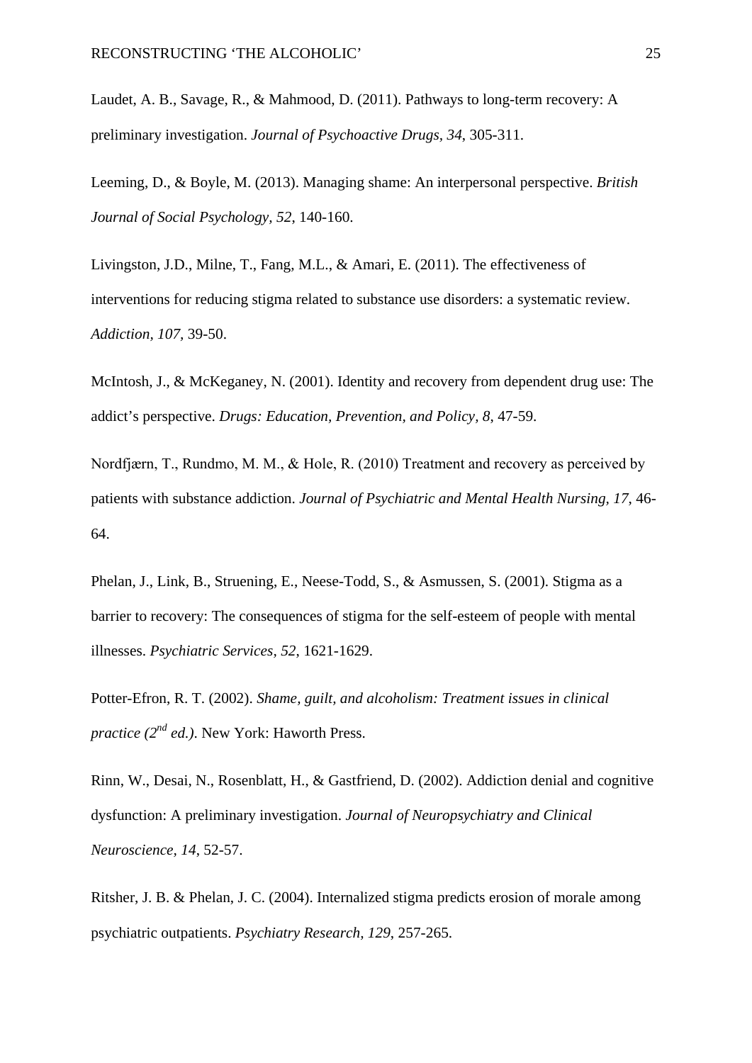Laudet, A. B., Savage, R., & Mahmood, D. (2011). Pathways to long-term recovery: A preliminary investigation. *Journal of Psychoactive Drugs, 34*, 305-311.

Leeming, D., & Boyle, M. (2013). Managing shame: An interpersonal perspective. *British Journal of Social Psychology, 52*, 140-160.

Livingston, J.D., Milne, T., Fang, M.L., & Amari, E. (2011). The effectiveness of interventions for reducing stigma related to substance use disorders: a systematic review. *Addiction, 107*, 39-50.

McIntosh, J., & McKeganey, N. (2001). Identity and recovery from dependent drug use: The addict's perspective. *Drugs: Education, Prevention, and Policy, 8*, 47-59.

Nordfjærn, T., Rundmo, M. M., & Hole, R. (2010) Treatment and recovery as perceived by patients with substance addiction. *Journal of Psychiatric and Mental Health Nursing, 17*, 46-64.

Phelan, J., Link, B., Struening, E., Neese-Todd, S., & Asmussen, S. (2001). Stigma as a barrier to recovery: The consequences of stigma for the self-esteem of people with mental illnesses. *Psychiatric Services, 52*, 1621-1629.

Potter-Efron, R. T. (2002). *Shame, guilt, and alcoholism: Treatment issues in clinical practice (2nd ed.)*. New York: Haworth Press.

Rinn, W., Desai, N., Rosenblatt, H., & Gastfriend, D. (2002). Addiction denial and cognitive dysfunction: A preliminary investigation. *Journal of Neuropsychiatry and Clinical Neuroscience, 14*, 52-57.

Ritsher, J. B. & Phelan, J. C. (2004). Internalized stigma predicts erosion of morale among psychiatric outpatients. *Psychiatry Research, 129*, 257-265.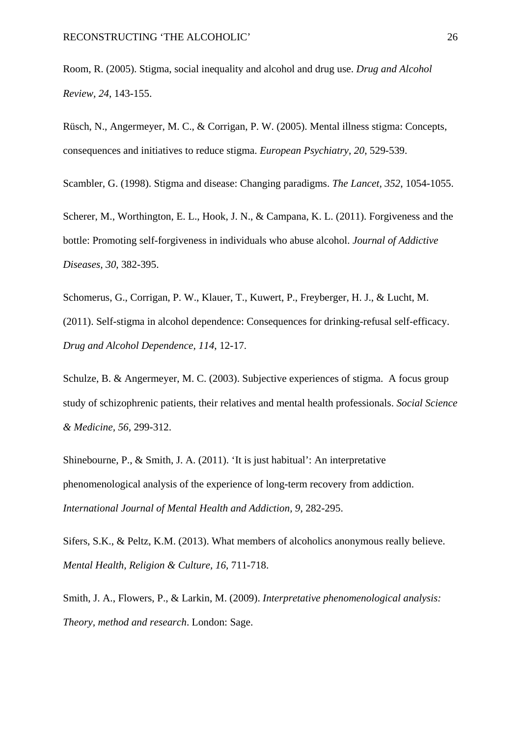Room, R. (2005). Stigma, social inequality and alcohol and drug use. *Drug and Alcohol Review*, *24*, 143-155.

Rüsch, N., Angermeyer, M. C., & Corrigan, P. W. (2005). Mental illness stigma: Concepts, consequences and initiatives to reduce stigma. *European Psychiatry*, *20*, 529-539.

Scambler, G. (1998). Stigma and disease: Changing paradigms. *The Lancet*, *352*, 1054-1055.

Scherer, M., Worthington, E. L., Hook, J. N., & Campana, K. L. (2011). Forgiveness and the bottle: Promoting self-forgiveness in individuals who abuse alcohol. *Journal of Addictive Diseases, 30*, 382-395.

Schomerus, G., Corrigan, P. W., Klauer, T., Kuwert, P., Freyberger, H. J., & Lucht, M. (2011). Self-stigma in alcohol dependence: Consequences for drinking-refusal self-efficacy. *Drug and Alcohol Dependence, 114*, 12-17.

Schulze, B. & Angermeyer, M. C. (2003). Subjective experiences of stigma. A focus group study of schizophrenic patients, their relatives and mental health professionals. *Social Science & Medicine, 56*, 299-312.

Shinebourne, P., & Smith, J. A. (2011). 'It is just habitual': An interpretative phenomenological analysis of the experience of long-term recovery from addiction. *International Journal of Mental Health and Addiction, 9*, 282-295.

Sifers, S.K., & Peltz, K.M. (2013). What members of alcoholics anonymous really believe. *Mental Health, Religion & Culture, 16*, 711-718.

Smith, J. A., Flowers, P., & Larkin, M. (2009). *Interpretative phenomenological analysis: Theory, method and research*. London: Sage.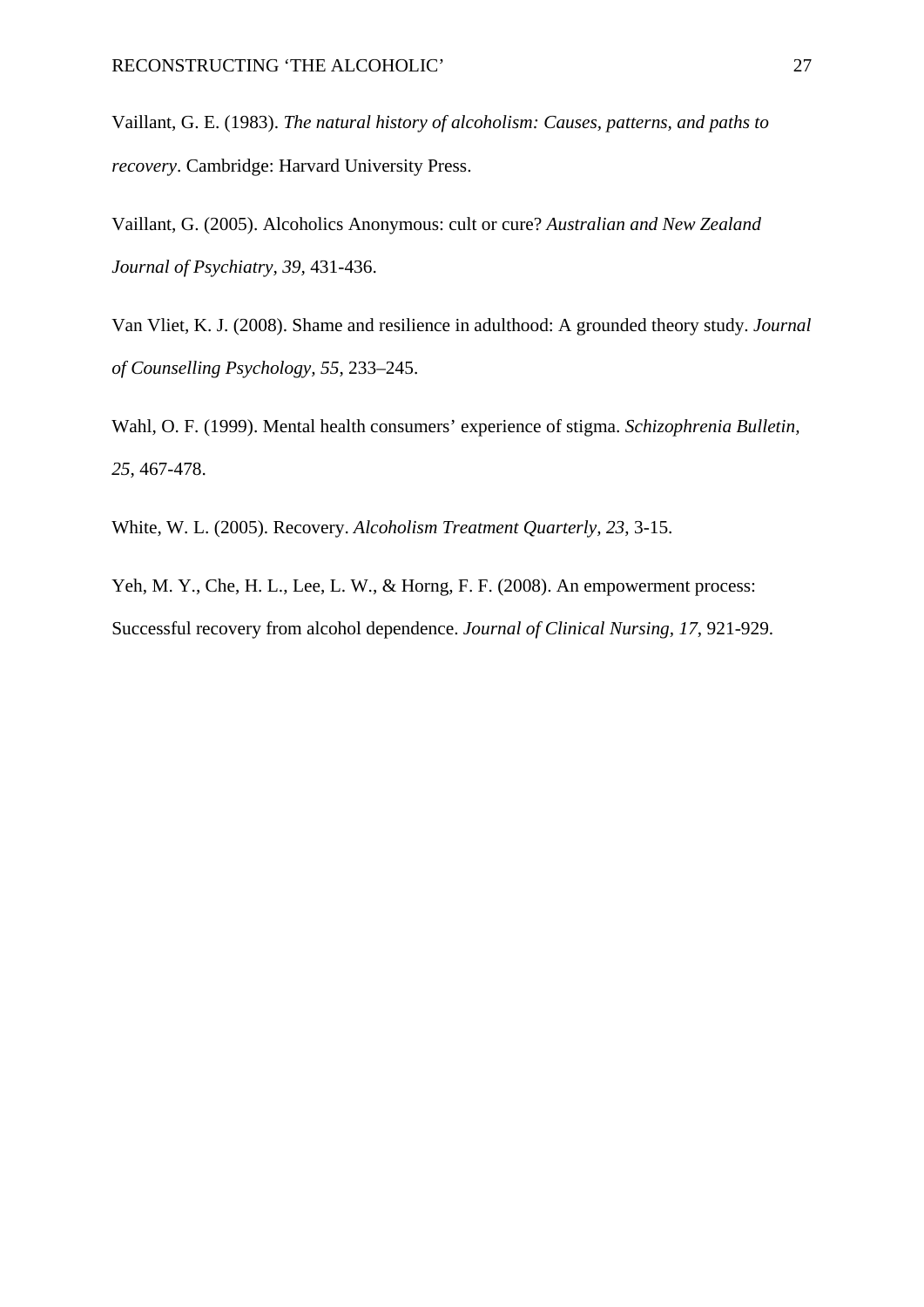Vaillant, G. E. (1983). *The natural history of alcoholism: Causes, patterns, and paths to recovery*. Cambridge: Harvard University Press.

Vaillant, G. (2005). Alcoholics Anonymous: cult or cure? *Australian and New Zealand Journal of Psychiatry, 39,* 431-436.

Van Vliet, K. J. (2008). Shame and resilience in adulthood: A grounded theory study. *Journal of Counselling Psychology, 55*, 233–245.

Wahl, O. F. (1999). Mental health consumers' experience of stigma. *Schizophrenia Bulletin, 25*, 467-478.

White, W. L. (2005). Recovery. *Alcoholism Treatment Quarterly*, *23*, 3-15.

Yeh, M. Y., Che, H. L., Lee, L. W., & Horng, F. F. (2008). An empowerment process: Successful recovery from alcohol dependence. *Journal of Clinical Nursing*, *17*, 921-929.